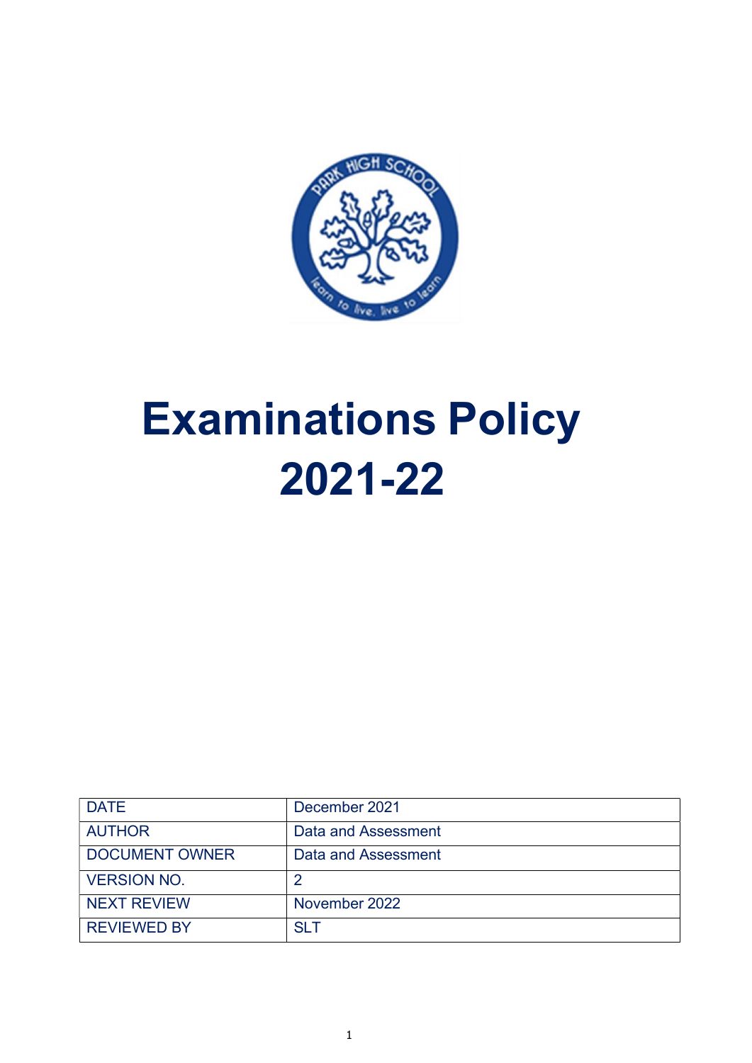# Examinations Policy 2021-22

| DATE | December 2021 |
|---|---|
| AUTHOR | Data and Assessment |
| DOCUMENT OWNER | Data and Assessment |
| VERSION NO. | 2 |
| NEXT REVIEW | November 2022 |
| REVIEWED BY | SLT |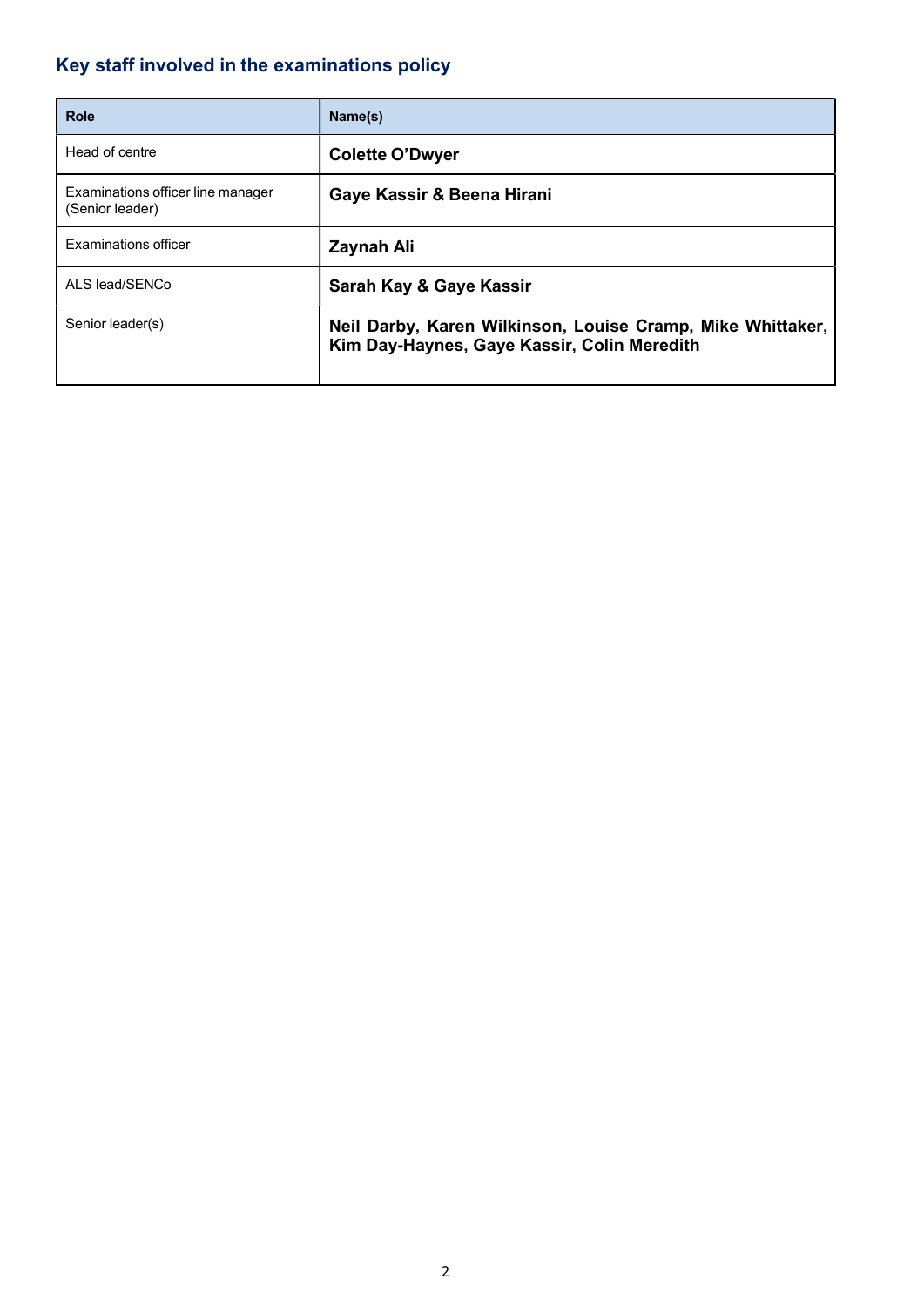## Key staff involved in the examinations policy

| Role | Name(s) |
|---|---|
| Head of centre | **Colette O'Dwyer** |
| Examinations officer line manager (Senior leader) | **Gaye Kassir & Beena Hirani** |
| Examinations officer | **Zaynah Ali** |
| ALS lead/SENCo | **Sarah Kay & Gaye Kassir** |
| Senior leader(s) | **Neil Darby, Karen Wilkinson, Louise Cramp, Mike Whittaker, Kim Day-Haynes, Gaye Kassir, Colin Meredith** |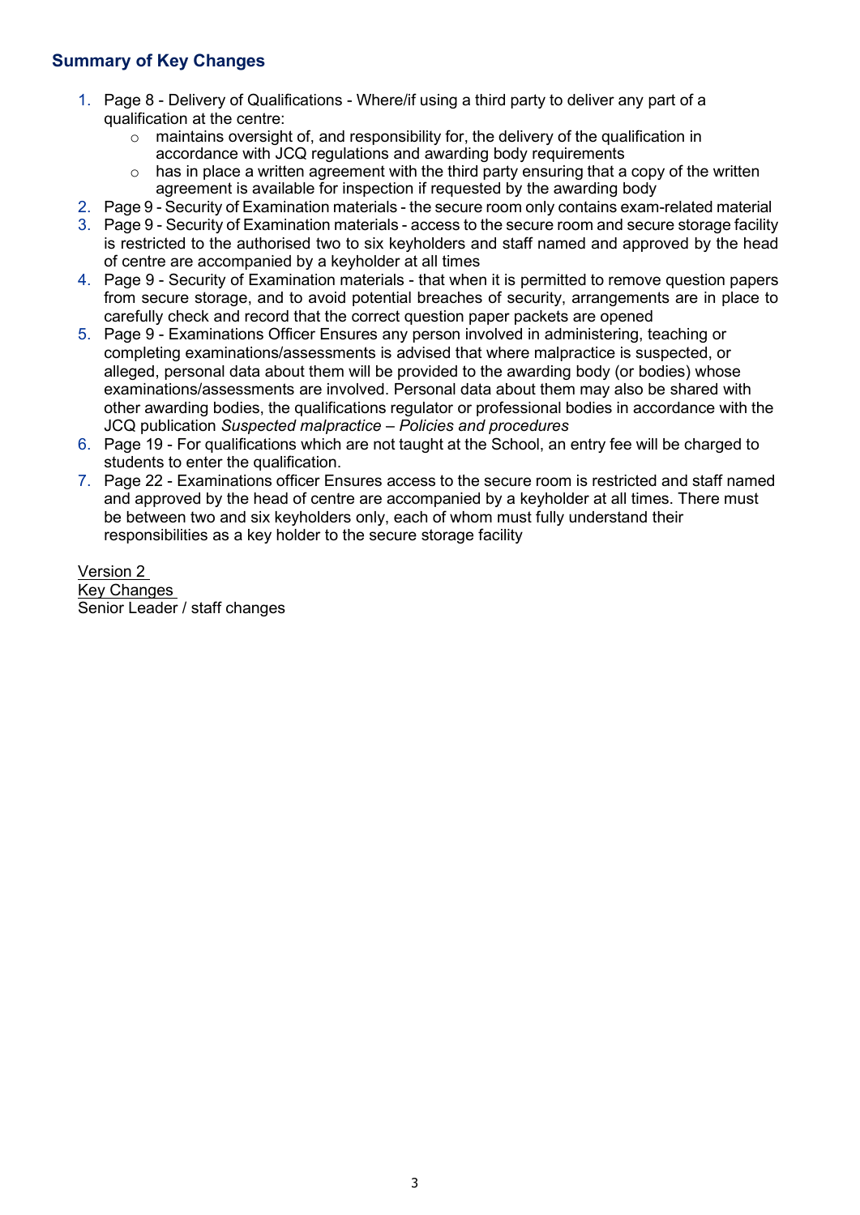## Summary of Key Changes

1. Page 8 - Delivery of Qualifications - Where/if using a third party to deliver any part of a qualification at the centre:
   - maintains oversight of, and responsibility for, the delivery of the qualification in accordance with JCQ regulations and awarding body requirements
   - has in place a written agreement with the third party ensuring that a copy of the written agreement is available for inspection if requested by the awarding body
2. Page 9 - Security of Examination materials - the secure room only contains exam-related material
3. Page 9 - Security of Examination materials - access to the secure room and secure storage facility is restricted to the authorised two to six keyholders and staff named and approved by the head of centre are accompanied by a keyholder at all times
4. Page 9 - Security of Examination materials - that when it is permitted to remove question papers from secure storage, and to avoid potential breaches of security, arrangements are in place to carefully check and record that the correct question paper packets are opened
5. Page 9 - Examinations Officer Ensures any person involved in administering, teaching or completing examinations/assessments is advised that where malpractice is suspected, or alleged, personal data about them will be provided to the awarding body (or bodies) whose examinations/assessments are involved. Personal data about them may also be shared with other awarding bodies, the qualifications regulator or professional bodies in accordance with the JCQ publication *Suspected malpractice – Policies and procedures*
6. Page 19 - For qualifications which are not taught at the School, an entry fee will be charged to students to enter the qualification.
7. Page 22 - Examinations officer Ensures access to the secure room is restricted and staff named and approved by the head of centre are accompanied by a keyholder at all times. There must be between two and six keyholders only, each of whom must fully understand their responsibilities as a key holder to the secure storage facility

Version 2
Key Changes
Senior Leader / staff changes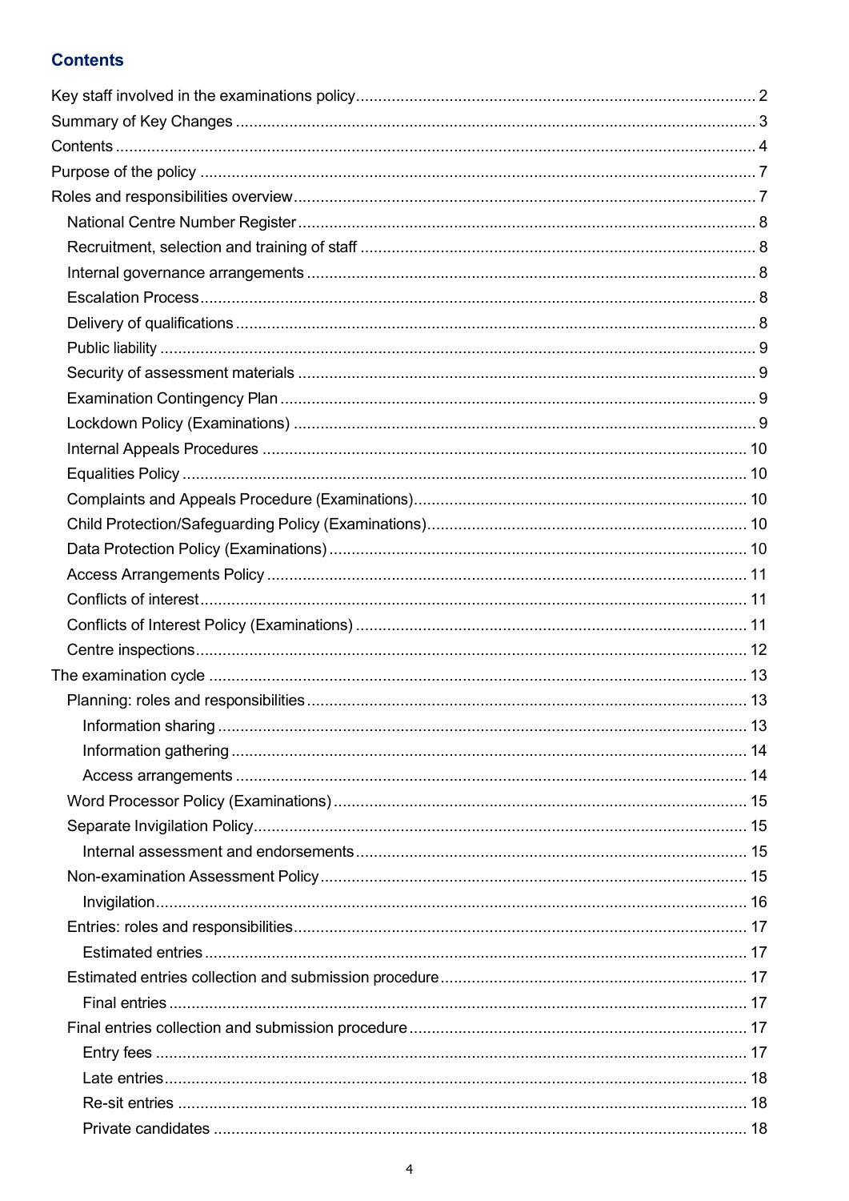## Contents

Key staff involved in the examinations policy ........ 2
Summary of Key Changes ........ 3
Contents ........ 4
Purpose of the policy ........ 7
Roles and responsibilities overview ........ 7
- National Centre Number Register ........ 8
- Recruitment, selection and training of staff ........ 8
- Internal governance arrangements ........ 8
- Escalation Process ........ 8
- Delivery of qualifications ........ 8
- Public liability ........ 9
- Security of assessment materials ........ 9
- Examination Contingency Plan ........ 9
- Lockdown Policy (Examinations) ........ 9
- Internal Appeals Procedures ........ 10
- Equalities Policy ........ 10
- Complaints and Appeals Procedure (Examinations) ........ 10
- Child Protection/Safeguarding Policy (Examinations) ........ 10
- Data Protection Policy (Examinations) ........ 10
- Access Arrangements Policy ........ 11
- Conflicts of interest ........ 11
- Conflicts of Interest Policy (Examinations) ........ 11
- Centre inspections ........ 12

The examination cycle ........ 13
- Planning: roles and responsibilities ........ 13
  - Information sharing ........ 13
  - Information gathering ........ 14
  - Access arrangements ........ 14
- Word Processor Policy (Examinations) ........ 15
- Separate Invigilation Policy ........ 15
  - Internal assessment and endorsements ........ 15
- Non-examination Assessment Policy ........ 15
  - Invigilation ........ 16
- Entries: roles and responsibilities ........ 17
  - Estimated entries ........ 17
- Estimated entries collection and submission procedure ........ 17
  - Final entries ........ 17
- Final entries collection and submission procedure ........ 17
  - Entry fees ........ 17
  - Late entries ........ 18
  - Re-sit entries ........ 18
  - Private candidates ........ 18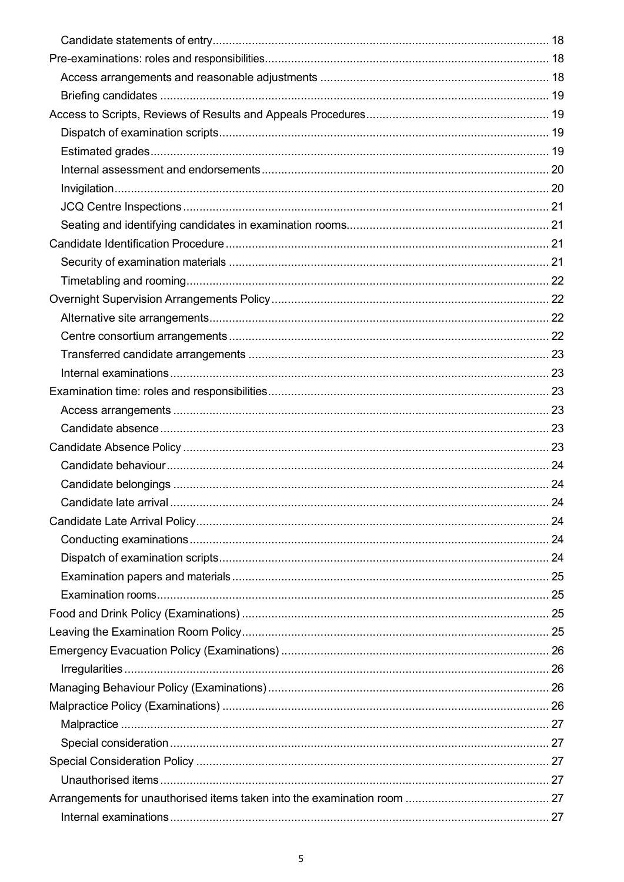Candidate statements of entry ........................................................................................................ 18
Pre-examinations: roles and responsibilities ....................................................................................... 18
Access arrangements and reasonable adjustments ....................................................................... 18
Briefing candidates ........................................................................................................................... 19
Access to Scripts, Reviews of Results and Appeals Procedures ......................................................... 19
Dispatch of examination scripts ....................................................................................................... 19
Estimated grades .............................................................................................................................. 19
Internal assessment and endorsements ........................................................................................ 20
Invigilation ....................................................................................................................................... 20
JCQ Centre Inspections ................................................................................................................... 21
Seating and identifying candidates in examination rooms ............................................................... 21
Candidate Identification Procedure ..................................................................................................... 21
Security of examination materials .................................................................................................. 21
Timetabling and rooming ................................................................................................................. 22
Overnight Supervision Arrangements Policy ....................................................................................... 22
Alternative site arrangements .......................................................................................................... 22
Centre consortium arrangements .................................................................................................... 22
Transferred candidate arrangements ............................................................................................. 23
Internal examinations ....................................................................................................................... 23
Examination time: roles and responsibilities ....................................................................................... 23
Access arrangements ....................................................................................................................... 23
Candidate absence ........................................................................................................................... 23
Candidate Absence Policy .................................................................................................................. 23
Candidate behaviour ......................................................................................................................... 24
Candidate belongings ....................................................................................................................... 24
Candidate late arrival ....................................................................................................................... 24
Candidate Late Arrival Policy .............................................................................................................. 24
Conducting examinations ................................................................................................................. 24
Dispatch of examination scripts ....................................................................................................... 24
Examination papers and materials .................................................................................................. 25
Examination rooms ........................................................................................................................... 25
Food and Drink Policy (Examinations) ................................................................................................ 25
Leaving the Examination Room Policy ................................................................................................ 25
Emergency Evacuation Policy (Examinations) .................................................................................... 26
Irregularities ...................................................................................................................................... 26
Managing Behaviour Policy (Examinations) ........................................................................................ 26
Malpractice Policy (Examinations) ...................................................................................................... 26
Malpractice ........................................................................................................................................ 27
Special consideration ........................................................................................................................ 27
Special Consideration Policy ............................................................................................................... 27
Unauthorised items ........................................................................................................................... 27
Arrangements for unauthorised items taken into the examination room ............................................ 27
Internal examinations ....................................................................................................................... 27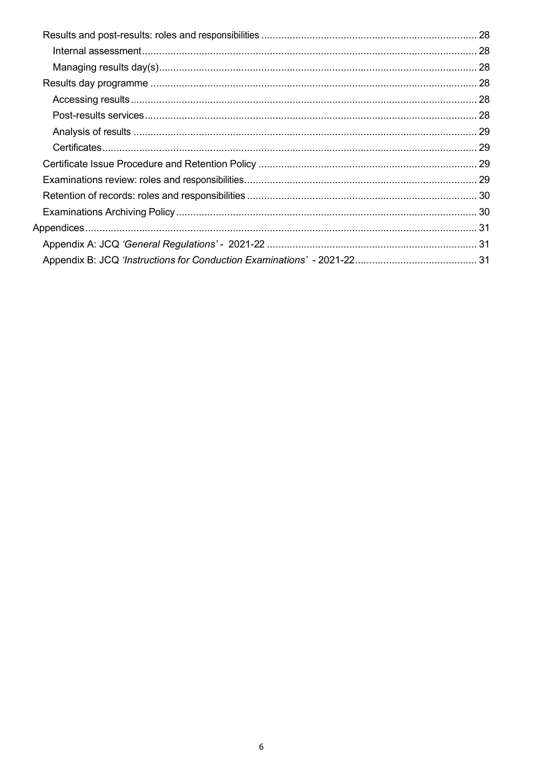- Results and post-results: roles and responsibilities ........ 28
  - Internal assessment ........ 28
  - Managing results day(s) ........ 28
- Results day programme ........ 28
  - Accessing results ........ 28
  - Post-results services ........ 28
  - Analysis of results ........ 29
  - Certificates ........ 29
- Certificate Issue Procedure and Retention Policy ........ 29
- Examinations review: roles and responsibilities ........ 29
- Retention of records: roles and responsibilities ........ 30
- Examinations Archiving Policy ........ 30

Appendices ........ 31

- Appendix A: JCQ *'General Regulations'* - 2021-22 ........ 31
- Appendix B: JCQ *'Instructions for Conduction Examinations'* - 2021-22 ........ 31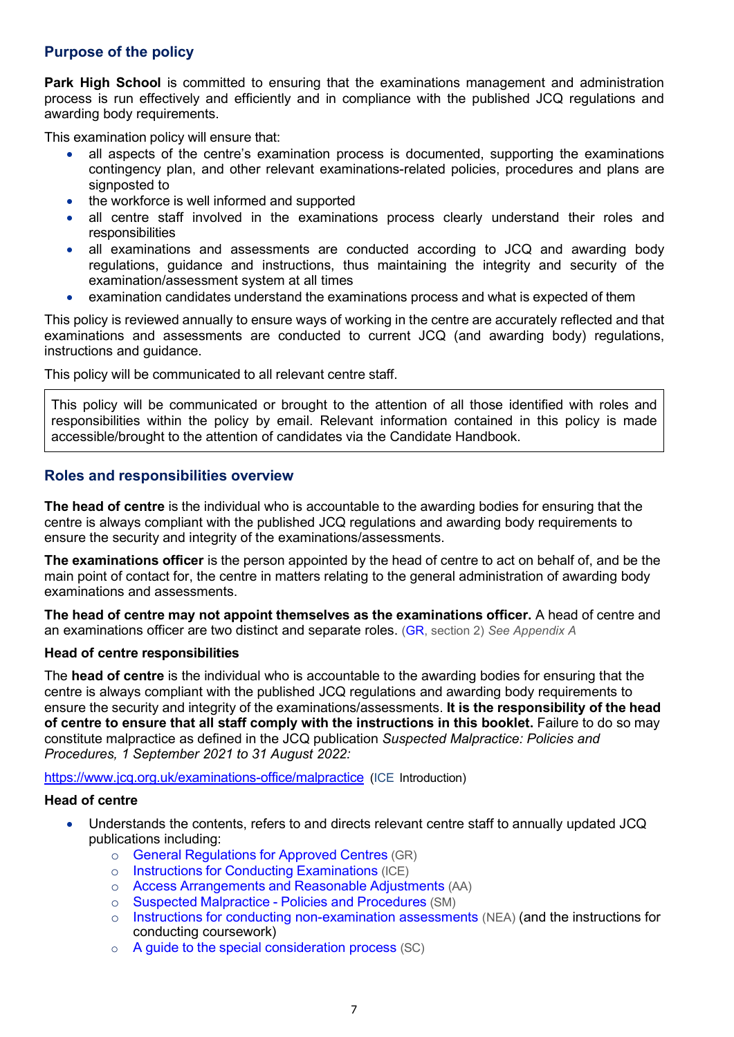## Purpose of the policy

**Park High School** is committed to ensuring that the examinations management and administration process is run effectively and efficiently and in compliance with the published JCQ regulations and awarding body requirements.

This examination policy will ensure that:

- all aspects of the centre's examination process is documented, supporting the examinations contingency plan, and other relevant examinations-related policies, procedures and plans are signposted to
- the workforce is well informed and supported
- all centre staff involved in the examinations process clearly understand their roles and responsibilities
- all examinations and assessments are conducted according to JCQ and awarding body regulations, guidance and instructions, thus maintaining the integrity and security of the examination/assessment system at all times
- examination candidates understand the examinations process and what is expected of them

This policy is reviewed annually to ensure ways of working in the centre are accurately reflected and that examinations and assessments are conducted to current JCQ (and awarding body) regulations, instructions and guidance.

This policy will be communicated to all relevant centre staff.

| This policy will be communicated or brought to the attention of all those identified with roles and responsibilities within the policy by email. Relevant information contained in this policy is made accessible/brought to the attention of candidates via the Candidate Handbook. |
|---|

## Roles and responsibilities overview

**The head of centre** is the individual who is accountable to the awarding bodies for ensuring that the centre is always compliant with the published JCQ regulations and awarding body requirements to ensure the security and integrity of the examinations/assessments.

**The examinations officer** is the person appointed by the head of centre to act on behalf of, and be the main point of contact for, the centre in matters relating to the general administration of awarding body examinations and assessments.

**The head of centre may not appoint themselves as the examinations officer.** A head of centre and an examinations officer are two distinct and separate roles. (GR, section 2) *See Appendix A*

### Head of centre responsibilities

The **head of centre** is the individual who is accountable to the awarding bodies for ensuring that the centre is always compliant with the published JCQ regulations and awarding body requirements to ensure the security and integrity of the examinations/assessments. **It is the responsibility of the head of centre to ensure that all staff comply with the instructions in this booklet.** Failure to do so may constitute malpractice as defined in the JCQ publication *Suspected Malpractice: Policies and Procedures, 1 September 2021 to 31 August 2022:*

https://www.jcq.org.uk/examinations-office/malpractice (ICE Introduction)

### Head of centre

- Understands the contents, refers to and directs relevant centre staff to annually updated JCQ publications including:
  - General Regulations for Approved Centres (GR)
  - Instructions for Conducting Examinations (ICE)
  - Access Arrangements and Reasonable Adjustments (AA)
  - Suspected Malpractice - Policies and Procedures (SM)
  - Instructions for conducting non-examination assessments (NEA) (and the instructions for conducting coursework)
  - A guide to the special consideration process (SC)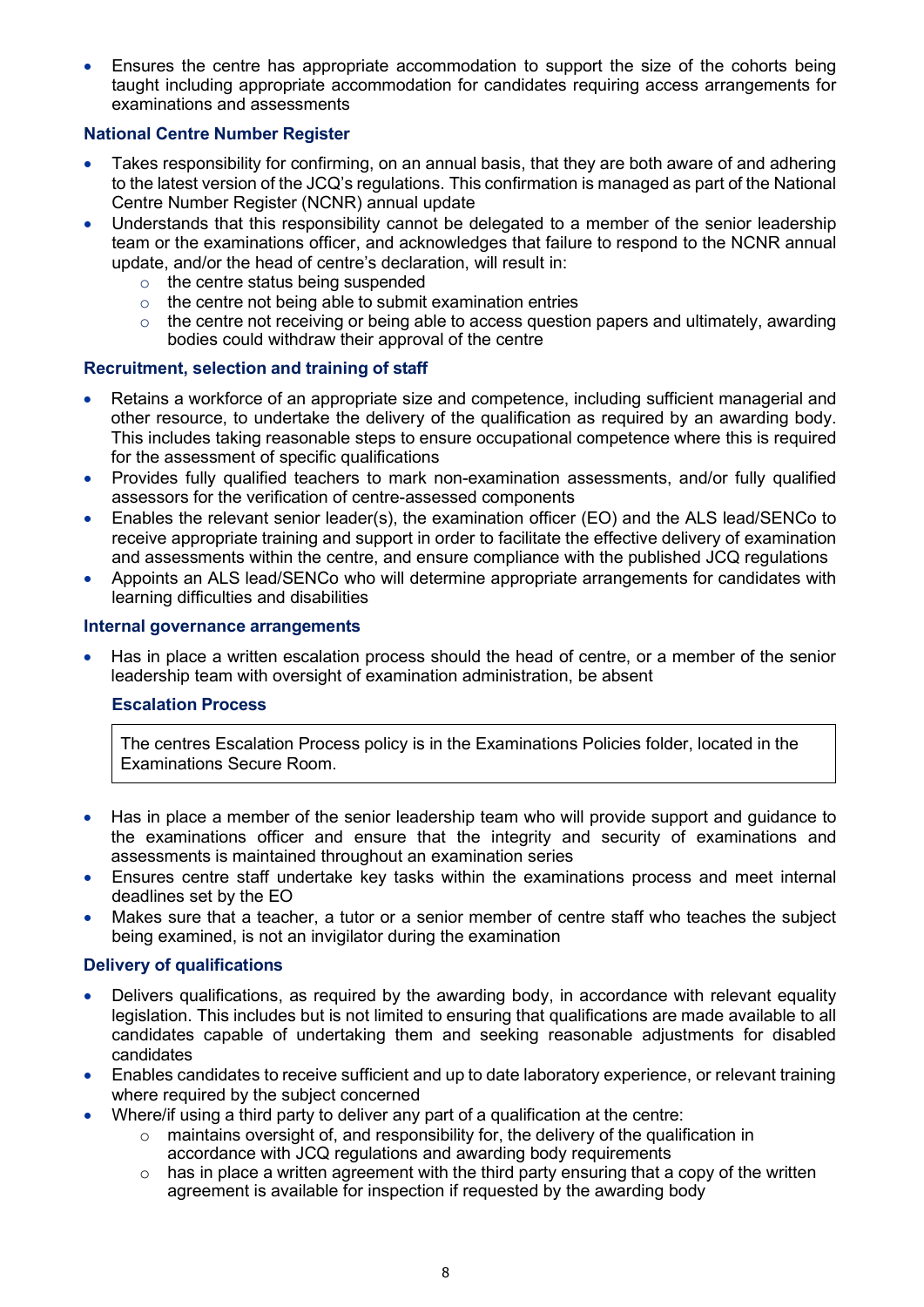- Ensures the centre has appropriate accommodation to support the size of the cohorts being taught including appropriate accommodation for candidates requiring access arrangements for examinations and assessments

### National Centre Number Register

- Takes responsibility for confirming, on an annual basis, that they are both aware of and adhering to the latest version of the JCQ's regulations. This confirmation is managed as part of the National Centre Number Register (NCNR) annual update
- Understands that this responsibility cannot be delegated to a member of the senior leadership team or the examinations officer, and acknowledges that failure to respond to the NCNR annual update, and/or the head of centre's declaration, will result in:
  - the centre status being suspended
  - the centre not being able to submit examination entries
  - the centre not receiving or being able to access question papers and ultimately, awarding bodies could withdraw their approval of the centre

### Recruitment, selection and training of staff

- Retains a workforce of an appropriate size and competence, including sufficient managerial and other resource, to undertake the delivery of the qualification as required by an awarding body. This includes taking reasonable steps to ensure occupational competence where this is required for the assessment of specific qualifications
- Provides fully qualified teachers to mark non-examination assessments, and/or fully qualified assessors for the verification of centre-assessed components
- Enables the relevant senior leader(s), the examination officer (EO) and the ALS lead/SENCo to receive appropriate training and support in order to facilitate the effective delivery of examination and assessments within the centre, and ensure compliance with the published JCQ regulations
- Appoints an ALS lead/SENCo who will determine appropriate arrangements for candidates with learning difficulties and disabilities

### Internal governance arrangements

- Has in place a written escalation process should the head of centre, or a member of the senior leadership team with oversight of examination administration, be absent

#### Escalation Process

| The centres Escalation Process policy is in the Examinations Policies folder, located in the Examinations Secure Room. |
|---|

- Has in place a member of the senior leadership team who will provide support and guidance to the examinations officer and ensure that the integrity and security of examinations and assessments is maintained throughout an examination series
- Ensures centre staff undertake key tasks within the examinations process and meet internal deadlines set by the EO
- Makes sure that a teacher, a tutor or a senior member of centre staff who teaches the subject being examined, is not an invigilator during the examination

### Delivery of qualifications

- Delivers qualifications, as required by the awarding body, in accordance with relevant equality legislation. This includes but is not limited to ensuring that qualifications are made available to all candidates capable of undertaking them and seeking reasonable adjustments for disabled candidates
- Enables candidates to receive sufficient and up to date laboratory experience, or relevant training where required by the subject concerned
- Where/if using a third party to deliver any part of a qualification at the centre:
  - maintains oversight of, and responsibility for, the delivery of the qualification in accordance with JCQ regulations and awarding body requirements
  - has in place a written agreement with the third party ensuring that a copy of the written agreement is available for inspection if requested by the awarding body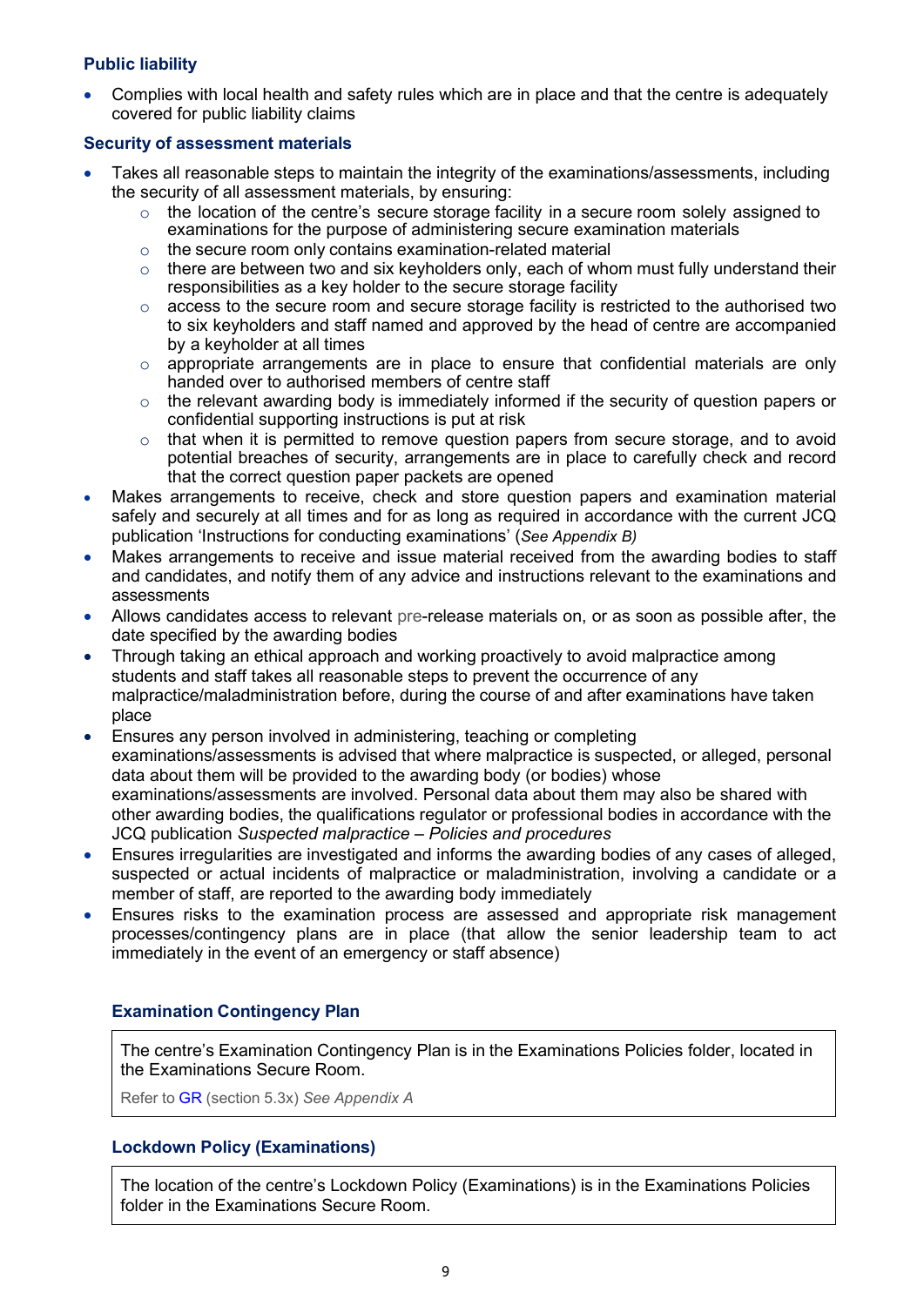### Public liability

- Complies with local health and safety rules which are in place and that the centre is adequately covered for public liability claims

### Security of assessment materials

- Takes all reasonable steps to maintain the integrity of the examinations/assessments, including the security of all assessment materials, by ensuring:
  - the location of the centre's secure storage facility in a secure room solely assigned to examinations for the purpose of administering secure examination materials
  - the secure room only contains examination-related material
  - there are between two and six keyholders only, each of whom must fully understand their responsibilities as a key holder to the secure storage facility
  - access to the secure room and secure storage facility is restricted to the authorised two to six keyholders and staff named and approved by the head of centre are accompanied by a keyholder at all times
  - appropriate arrangements are in place to ensure that confidential materials are only handed over to authorised members of centre staff
  - the relevant awarding body is immediately informed if the security of question papers or confidential supporting instructions is put at risk
  - that when it is permitted to remove question papers from secure storage, and to avoid potential breaches of security, arrangements are in place to carefully check and record that the correct question paper packets are opened
- Makes arrangements to receive, check and store question papers and examination material safely and securely at all times and for as long as required in accordance with the current JCQ publication 'Instructions for conducting examinations' (*See Appendix B)*
- Makes arrangements to receive and issue material received from the awarding bodies to staff and candidates, and notify them of any advice and instructions relevant to the examinations and assessments
- Allows candidates access to relevant pre-release materials on, or as soon as possible after, the date specified by the awarding bodies
- Through taking an ethical approach and working proactively to avoid malpractice among students and staff takes all reasonable steps to prevent the occurrence of any malpractice/maladministration before, during the course of and after examinations have taken place
- Ensures any person involved in administering, teaching or completing examinations/assessments is advised that where malpractice is suspected, or alleged, personal data about them will be provided to the awarding body (or bodies) whose examinations/assessments are involved. Personal data about them may also be shared with other awarding bodies, the qualifications regulator or professional bodies in accordance with the JCQ publication *Suspected malpractice – Policies and procedures*
- Ensures irregularities are investigated and informs the awarding bodies of any cases of alleged, suspected or actual incidents of malpractice or maladministration, involving a candidate or a member of staff, are reported to the awarding body immediately
- Ensures risks to the examination process are assessed and appropriate risk management processes/contingency plans are in place (that allow the senior leadership team to act immediately in the event of an emergency or staff absence)

### Examination Contingency Plan

The centre's Examination Contingency Plan is in the Examinations Policies folder, located in the Examinations Secure Room.

Refer to GR (section 5.3x) *See Appendix A*

### Lockdown Policy (Examinations)

The location of the centre's Lockdown Policy (Examinations) is in the Examinations Policies folder in the Examinations Secure Room.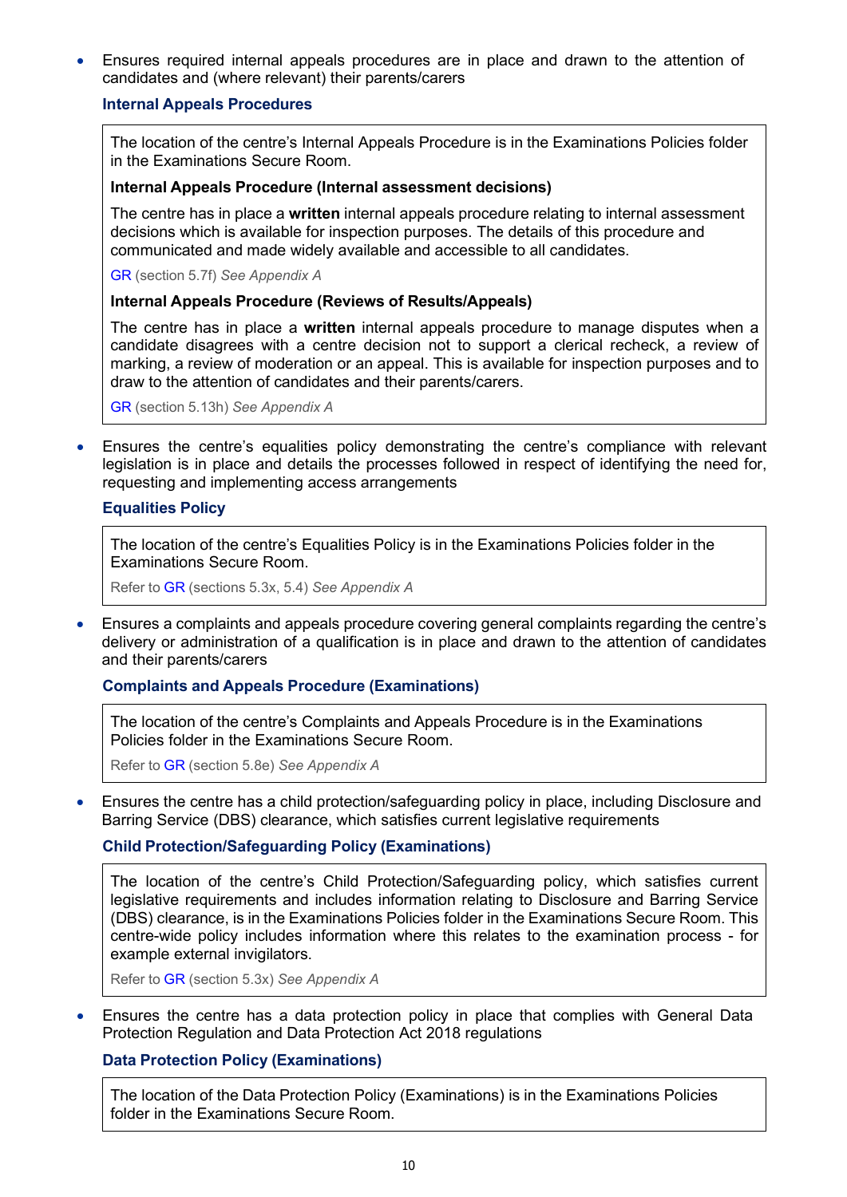- Ensures required internal appeals procedures are in place and drawn to the attention of candidates and (where relevant) their parents/carers

### Internal Appeals Procedures

> The location of the centre's Internal Appeals Procedure is in the Examinations Policies folder in the Examinations Secure Room.
>
> **Internal Appeals Procedure (Internal assessment decisions)**
>
> The centre has in place a **written** internal appeals procedure relating to internal assessment decisions which is available for inspection purposes. The details of this procedure and communicated and made widely available and accessible to all candidates.
>
> GR (section 5.7f) *See Appendix A*
>
> **Internal Appeals Procedure (Reviews of Results/Appeals)**
>
> The centre has in place a **written** internal appeals procedure to manage disputes when a candidate disagrees with a centre decision not to support a clerical recheck, a review of marking, a review of moderation or an appeal. This is available for inspection purposes and to draw to the attention of candidates and their parents/carers.
>
> GR (section 5.13h) *See Appendix A*

- Ensures the centre's equalities policy demonstrating the centre's compliance with relevant legislation is in place and details the processes followed in respect of identifying the need for, requesting and implementing access arrangements

### Equalities Policy

> The location of the centre's Equalities Policy is in the Examinations Policies folder in the Examinations Secure Room.
>
> Refer to GR (sections 5.3x, 5.4) *See Appendix A*

- Ensures a complaints and appeals procedure covering general complaints regarding the centre's delivery or administration of a qualification is in place and drawn to the attention of candidates and their parents/carers

### Complaints and Appeals Procedure (Examinations)

> The location of the centre's Complaints and Appeals Procedure is in the Examinations Policies folder in the Examinations Secure Room.
>
> Refer to GR (section 5.8e) *See Appendix A*

- Ensures the centre has a child protection/safeguarding policy in place, including Disclosure and Barring Service (DBS) clearance, which satisfies current legislative requirements

### Child Protection/Safeguarding Policy (Examinations)

> The location of the centre's Child Protection/Safeguarding policy, which satisfies current legislative requirements and includes information relating to Disclosure and Barring Service (DBS) clearance, is in the Examinations Policies folder in the Examinations Secure Room. This centre-wide policy includes information where this relates to the examination process - for example external invigilators.
>
> Refer to GR (section 5.3x) *See Appendix A*

- Ensures the centre has a data protection policy in place that complies with General Data Protection Regulation and Data Protection Act 2018 regulations

### Data Protection Policy (Examinations)

> The location of the Data Protection Policy (Examinations) is in the Examinations Policies folder in the Examinations Secure Room.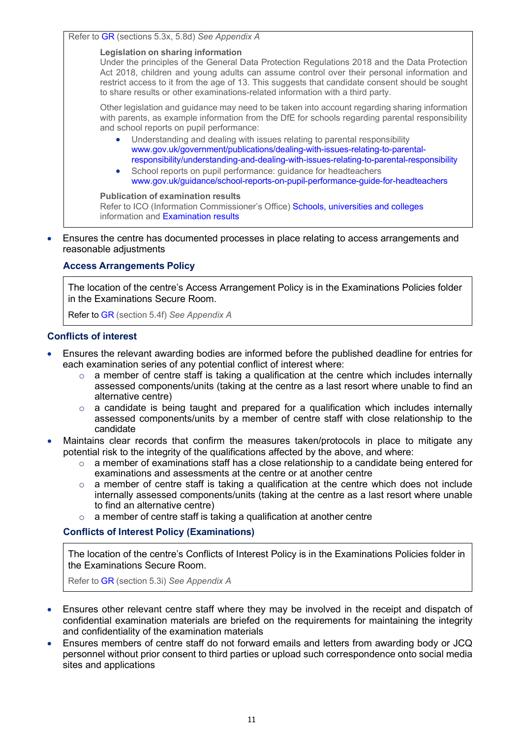Refer to GR (sections 5.3x, 5.8d) *See Appendix A*

**Legislation on sharing information**
Under the principles of the General Data Protection Regulations 2018 and the Data Protection Act 2018, children and young adults can assume control over their personal information and restrict access to it from the age of 13. This suggests that candidate consent should be sought to share results or other examinations-related information with a third party.

Other legislation and guidance may need to be taken into account regarding sharing information with parents, as example information from the DfE for schools regarding parental responsibility and school reports on pupil performance:

- Understanding and dealing with issues relating to parental responsibility
  www.gov.uk/government/publications/dealing-with-issues-relating-to-parental-responsibility/understanding-and-dealing-with-issues-relating-to-parental-responsibility
- School reports on pupil performance: guidance for headteachers
  www.gov.uk/guidance/school-reports-on-pupil-performance-guide-for-headteachers

**Publication of examination results**
Refer to ICO (Information Commissioner's Office) Schools, universities and colleges information and Examination results

- Ensures the centre has documented processes in place relating to access arrangements and reasonable adjustments

### Access Arrangements Policy

The location of the centre's Access Arrangement Policy is in the Examinations Policies folder in the Examinations Secure Room.

Refer to GR (section 5.4f) *See Appendix A*

### Conflicts of interest

- Ensures the relevant awarding bodies are informed before the published deadline for entries for each examination series of any potential conflict of interest where:
  - a member of centre staff is taking a qualification at the centre which includes internally assessed components/units (taking at the centre as a last resort where unable to find an alternative centre)
  - a candidate is being taught and prepared for a qualification which includes internally assessed components/units by a member of centre staff with close relationship to the candidate
- Maintains clear records that confirm the measures taken/protocols in place to mitigate any potential risk to the integrity of the qualifications affected by the above, and where:
  - a member of examinations staff has a close relationship to a candidate being entered for examinations and assessments at the centre or at another centre
  - a member of centre staff is taking a qualification at the centre which does not include internally assessed components/units (taking at the centre as a last resort where unable to find an alternative centre)
  - a member of centre staff is taking a qualification at another centre

### Conflicts of Interest Policy (Examinations)

The location of the centre's Conflicts of Interest Policy is in the Examinations Policies folder in the Examinations Secure Room.

Refer to GR (section 5.3i) *See Appendix A*

- Ensures other relevant centre staff where they may be involved in the receipt and dispatch of confidential examination materials are briefed on the requirements for maintaining the integrity and confidentiality of the examination materials
- Ensures members of centre staff do not forward emails and letters from awarding body or JCQ personnel without prior consent to third parties or upload such correspondence onto social media sites and applications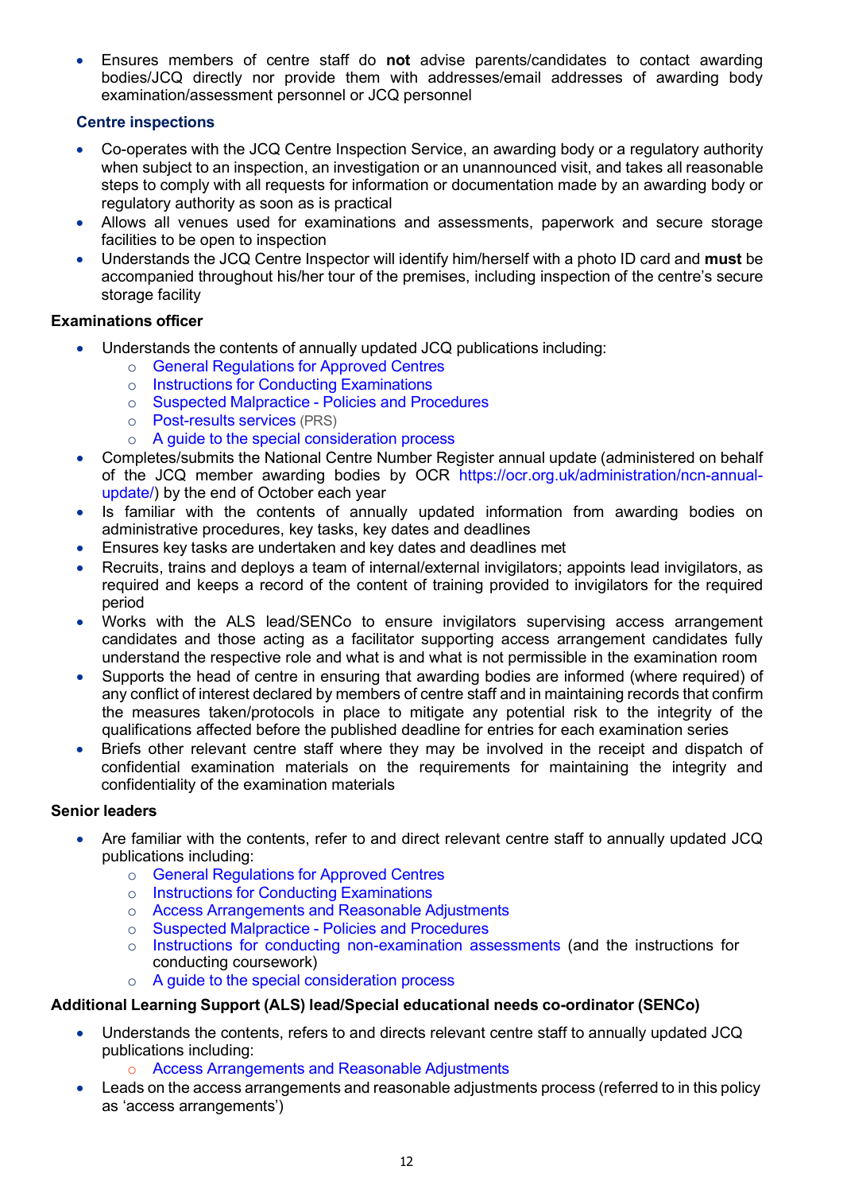- Ensures members of centre staff do **not** advise parents/candidates to contact awarding bodies/JCQ directly nor provide them with addresses/email addresses of awarding body examination/assessment personnel or JCQ personnel

### Centre inspections

- Co-operates with the JCQ Centre Inspection Service, an awarding body or a regulatory authority when subject to an inspection, an investigation or an unannounced visit, and takes all reasonable steps to comply with all requests for information or documentation made by an awarding body or regulatory authority as soon as is practical
- Allows all venues used for examinations and assessments, paperwork and secure storage facilities to be open to inspection
- Understands the JCQ Centre Inspector will identify him/herself with a photo ID card and **must** be accompanied throughout his/her tour of the premises, including inspection of the centre's secure storage facility

### Examinations officer

- Understands the contents of annually updated JCQ publications including:
  - General Regulations for Approved Centres
  - Instructions for Conducting Examinations
  - Suspected Malpractice - Policies and Procedures
  - Post-results services (PRS)
  - A guide to the special consideration process
- Completes/submits the National Centre Number Register annual update (administered on behalf of the JCQ member awarding bodies by OCR https://ocr.org.uk/administration/ncn-annual-update/) by the end of October each year
- Is familiar with the contents of annually updated information from awarding bodies on administrative procedures, key tasks, key dates and deadlines
- Ensures key tasks are undertaken and key dates and deadlines met
- Recruits, trains and deploys a team of internal/external invigilators; appoints lead invigilators, as required and keeps a record of the content of training provided to invigilators for the required period
- Works with the ALS lead/SENCo to ensure invigilators supervising access arrangement candidates and those acting as a facilitator supporting access arrangement candidates fully understand the respective role and what is and what is not permissible in the examination room
- Supports the head of centre in ensuring that awarding bodies are informed (where required) of any conflict of interest declared by members of centre staff and in maintaining records that confirm the measures taken/protocols in place to mitigate any potential risk to the integrity of the qualifications affected before the published deadline for entries for each examination series
- Briefs other relevant centre staff where they may be involved in the receipt and dispatch of confidential examination materials on the requirements for maintaining the integrity and confidentiality of the examination materials

### Senior leaders

- Are familiar with the contents, refer to and direct relevant centre staff to annually updated JCQ publications including:
  - General Regulations for Approved Centres
  - Instructions for Conducting Examinations
  - Access Arrangements and Reasonable Adjustments
  - Suspected Malpractice - Policies and Procedures
  - Instructions for conducting non-examination assessments (and the instructions for conducting coursework)
  - A guide to the special consideration process

### Additional Learning Support (ALS) lead/Special educational needs co-ordinator (SENCo)

- Understands the contents, refers to and directs relevant centre staff to annually updated JCQ publications including:
  - Access Arrangements and Reasonable Adjustments
- Leads on the access arrangements and reasonable adjustments process (referred to in this policy as 'access arrangements')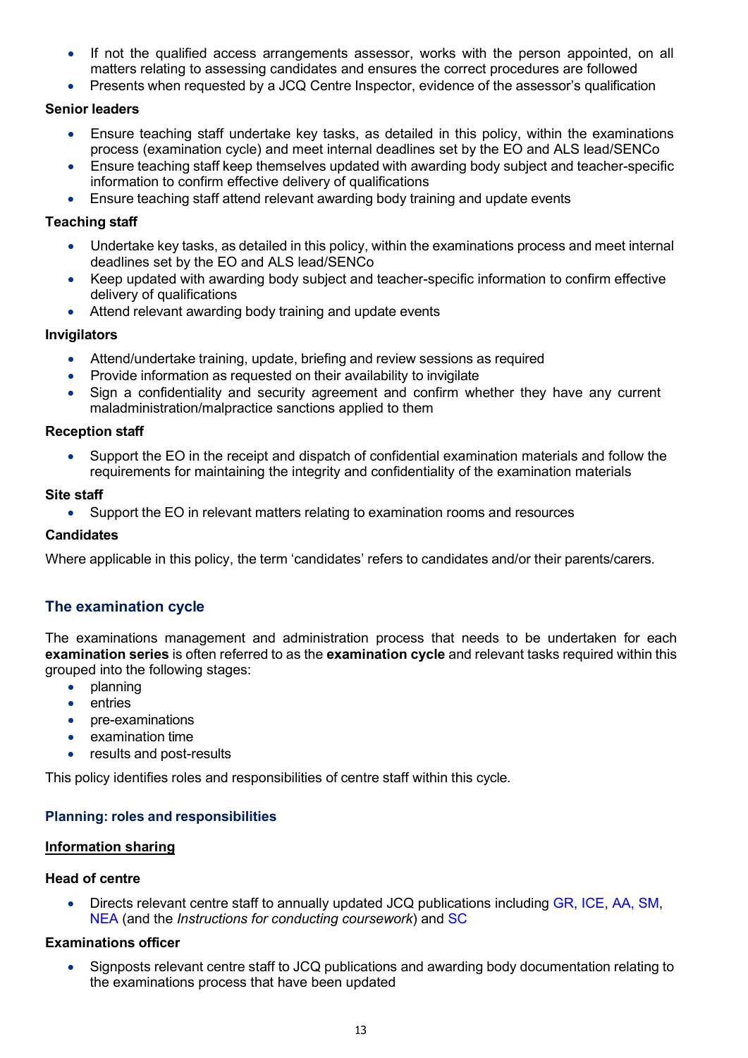- If not the qualified access arrangements assessor, works with the person appointed, on all matters relating to assessing candidates and ensures the correct procedures are followed
- Presents when requested by a JCQ Centre Inspector, evidence of the assessor's qualification

**Senior leaders**

- Ensure teaching staff undertake key tasks, as detailed in this policy, within the examinations process (examination cycle) and meet internal deadlines set by the EO and ALS lead/SENCo
- Ensure teaching staff keep themselves updated with awarding body subject and teacher-specific information to confirm effective delivery of qualifications
- Ensure teaching staff attend relevant awarding body training and update events

**Teaching staff**

- Undertake key tasks, as detailed in this policy, within the examinations process and meet internal deadlines set by the EO and ALS lead/SENCo
- Keep updated with awarding body subject and teacher-specific information to confirm effective delivery of qualifications
- Attend relevant awarding body training and update events

**Invigilators**

- Attend/undertake training, update, briefing and review sessions as required
- Provide information as requested on their availability to invigilate
- Sign a confidentiality and security agreement and confirm whether they have any current maladministration/malpractice sanctions applied to them

**Reception staff**

- Support the EO in the receipt and dispatch of confidential examination materials and follow the requirements for maintaining the integrity and confidentiality of the examination materials

**Site staff**

- Support the EO in relevant matters relating to examination rooms and resources

**Candidates**

Where applicable in this policy, the term 'candidates' refers to candidates and/or their parents/carers.

## The examination cycle

The examinations management and administration process that needs to be undertaken for each **examination series** is often referred to as the **examination cycle** and relevant tasks required within this grouped into the following stages:

- planning
- entries
- pre-examinations
- examination time
- results and post-results

This policy identifies roles and responsibilities of centre staff within this cycle.

### Planning: roles and responsibilities

**<u>Information sharing</u>**

**Head of centre**

- Directs relevant centre staff to annually updated JCQ publications including GR, ICE, AA, SM, NEA (and the *Instructions for conducting coursework*) and SC

**Examinations officer**

- Signposts relevant centre staff to JCQ publications and awarding body documentation relating to the examinations process that have been updated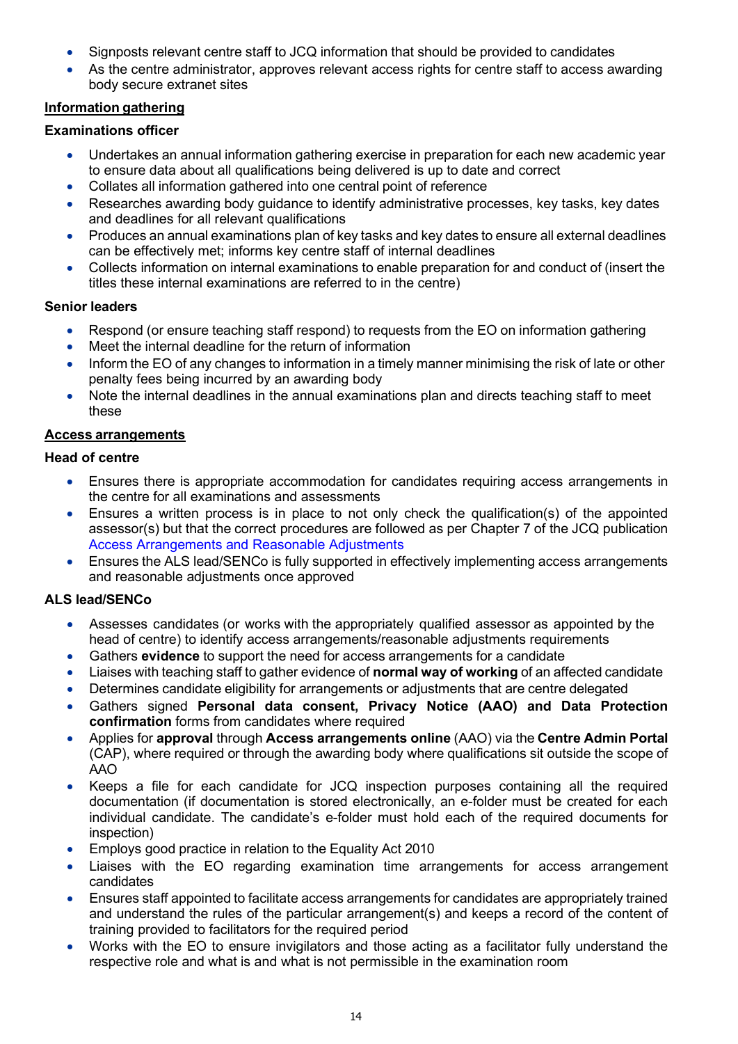- Signposts relevant centre staff to JCQ information that should be provided to candidates
- As the centre administrator, approves relevant access rights for centre staff to access awarding body secure extranet sites

**Information gathering**

**Examinations officer**

- Undertakes an annual information gathering exercise in preparation for each new academic year to ensure data about all qualifications being delivered is up to date and correct
- Collates all information gathered into one central point of reference
- Researches awarding body guidance to identify administrative processes, key tasks, key dates and deadlines for all relevant qualifications
- Produces an annual examinations plan of key tasks and key dates to ensure all external deadlines can be effectively met; informs key centre staff of internal deadlines
- Collects information on internal examinations to enable preparation for and conduct of (insert the titles these internal examinations are referred to in the centre)

**Senior leaders**

- Respond (or ensure teaching staff respond) to requests from the EO on information gathering
- Meet the internal deadline for the return of information
- Inform the EO of any changes to information in a timely manner minimising the risk of late or other penalty fees being incurred by an awarding body
- Note the internal deadlines in the annual examinations plan and directs teaching staff to meet these

**Access arrangements**

**Head of centre**

- Ensures there is appropriate accommodation for candidates requiring access arrangements in the centre for all examinations and assessments
- Ensures a written process is in place to not only check the qualification(s) of the appointed assessor(s) but that the correct procedures are followed as per Chapter 7 of the JCQ publication Access Arrangements and Reasonable Adjustments
- Ensures the ALS lead/SENCo is fully supported in effectively implementing access arrangements and reasonable adjustments once approved

**ALS lead/SENCo**

- Assesses candidates (or works with the appropriately qualified assessor as appointed by the head of centre) to identify access arrangements/reasonable adjustments requirements
- Gathers **evidence** to support the need for access arrangements for a candidate
- Liaises with teaching staff to gather evidence of **normal way of working** of an affected candidate
- Determines candidate eligibility for arrangements or adjustments that are centre delegated
- Gathers signed **Personal data consent, Privacy Notice (AAO) and Data Protection confirmation** forms from candidates where required
- Applies for **approval** through **Access arrangements online** (AAO) via the **Centre Admin Portal** (CAP), where required or through the awarding body where qualifications sit outside the scope of AAO
- Keeps a file for each candidate for JCQ inspection purposes containing all the required documentation (if documentation is stored electronically, an e-folder must be created for each individual candidate. The candidate's e-folder must hold each of the required documents for inspection)
- Employs good practice in relation to the Equality Act 2010
- Liaises with the EO regarding examination time arrangements for access arrangement candidates
- Ensures staff appointed to facilitate access arrangements for candidates are appropriately trained and understand the rules of the particular arrangement(s) and keeps a record of the content of training provided to facilitators for the required period
- Works with the EO to ensure invigilators and those acting as a facilitator fully understand the respective role and what is and what is not permissible in the examination room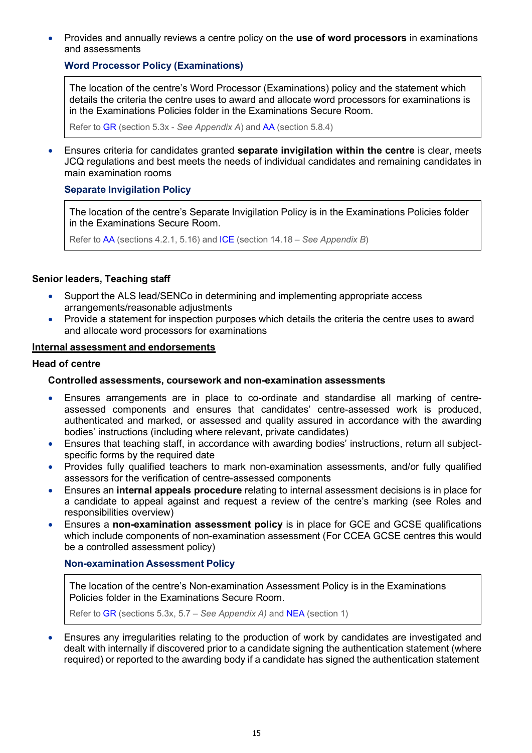- Provides and annually reviews a centre policy on the **use of word processors** in examinations and assessments

  **Word Processor Policy (Examinations)**

  > The location of the centre's Word Processor (Examinations) policy and the statement which details the criteria the centre uses to award and allocate word processors for examinations is in the Examinations Policies folder in the Examinations Secure Room.
  >
  > Refer to GR (section 5.3x - *See Appendix A*) and AA (section 5.8.4)

- Ensures criteria for candidates granted **separate invigilation within the centre** is clear, meets JCQ regulations and best meets the needs of individual candidates and remaining candidates in main examination rooms

  **Separate Invigilation Policy**

  > The location of the centre's Separate Invigilation Policy is in the Examinations Policies folder in the Examinations Secure Room.
  >
  > Refer to AA (sections 4.2.1, 5.16) and ICE (section 14.18 – *See Appendix B*)

**Senior leaders, Teaching staff**

- Support the ALS lead/SENCo in determining and implementing appropriate access arrangements/reasonable adjustments
- Provide a statement for inspection purposes which details the criteria the centre uses to award and allocate word processors for examinations

**Internal assessment and endorsements**

**Head of centre**

**Controlled assessments, coursework and non-examination assessments**

- Ensures arrangements are in place to co-ordinate and standardise all marking of centre-assessed components and ensures that candidates' centre-assessed work is produced, authenticated and marked, or assessed and quality assured in accordance with the awarding bodies' instructions (including where relevant, private candidates)
- Ensures that teaching staff, in accordance with awarding bodies' instructions, return all subject-specific forms by the required date
- Provides fully qualified teachers to mark non-examination assessments, and/or fully qualified assessors for the verification of centre-assessed components
- Ensures an **internal appeals procedure** relating to internal assessment decisions is in place for a candidate to appeal against and request a review of the centre's marking (see Roles and responsibilities overview)
- Ensures a **non-examination assessment policy** is in place for GCE and GCSE qualifications which include components of non-examination assessment (For CCEA GCSE centres this would be a controlled assessment policy)

  **Non-examination Assessment Policy**

  > The location of the centre's Non-examination Assessment Policy is in the Examinations Policies folder in the Examinations Secure Room.
  >
  > Refer to GR (sections 5.3x, 5.7 – *See Appendix A)* and NEA (section 1)

- Ensures any irregularities relating to the production of work by candidates are investigated and dealt with internally if discovered prior to a candidate signing the authentication statement (where required) or reported to the awarding body if a candidate has signed the authentication statement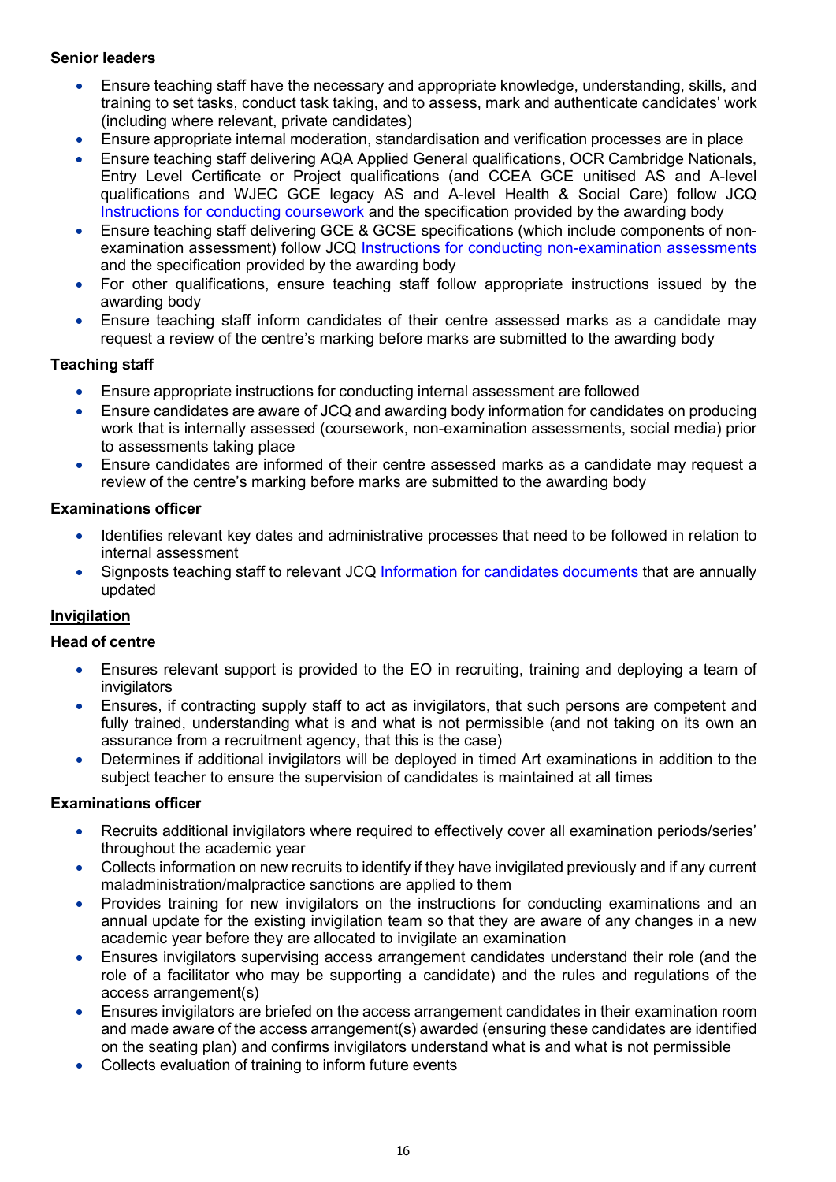**Senior leaders**

- Ensure teaching staff have the necessary and appropriate knowledge, understanding, skills, and training to set tasks, conduct task taking, and to assess, mark and authenticate candidates' work (including where relevant, private candidates)
- Ensure appropriate internal moderation, standardisation and verification processes are in place
- Ensure teaching staff delivering AQA Applied General qualifications, OCR Cambridge Nationals, Entry Level Certificate or Project qualifications (and CCEA GCE unitised AS and A-level qualifications and WJEC GCE legacy AS and A-level Health & Social Care) follow JCQ Instructions for conducting coursework and the specification provided by the awarding body
- Ensure teaching staff delivering GCE & GCSE specifications (which include components of non-examination assessment) follow JCQ Instructions for conducting non-examination assessments and the specification provided by the awarding body
- For other qualifications, ensure teaching staff follow appropriate instructions issued by the awarding body
- Ensure teaching staff inform candidates of their centre assessed marks as a candidate may request a review of the centre's marking before marks are submitted to the awarding body

**Teaching staff**

- Ensure appropriate instructions for conducting internal assessment are followed
- Ensure candidates are aware of JCQ and awarding body information for candidates on producing work that is internally assessed (coursework, non-examination assessments, social media) prior to assessments taking place
- Ensure candidates are informed of their centre assessed marks as a candidate may request a review of the centre's marking before marks are submitted to the awarding body

**Examinations officer**

- Identifies relevant key dates and administrative processes that need to be followed in relation to internal assessment
- Signposts teaching staff to relevant JCQ Information for candidates documents that are annually updated

**Invigilation**

**Head of centre**

- Ensures relevant support is provided to the EO in recruiting, training and deploying a team of invigilators
- Ensures, if contracting supply staff to act as invigilators, that such persons are competent and fully trained, understanding what is and what is not permissible (and not taking on its own an assurance from a recruitment agency, that this is the case)
- Determines if additional invigilators will be deployed in timed Art examinations in addition to the subject teacher to ensure the supervision of candidates is maintained at all times

**Examinations officer**

- Recruits additional invigilators where required to effectively cover all examination periods/series' throughout the academic year
- Collects information on new recruits to identify if they have invigilated previously and if any current maladministration/malpractice sanctions are applied to them
- Provides training for new invigilators on the instructions for conducting examinations and an annual update for the existing invigilation team so that they are aware of any changes in a new academic year before they are allocated to invigilate an examination
- Ensures invigilators supervising access arrangement candidates understand their role (and the role of a facilitator who may be supporting a candidate) and the rules and regulations of the access arrangement(s)
- Ensures invigilators are briefed on the access arrangement candidates in their examination room and made aware of the access arrangement(s) awarded (ensuring these candidates are identified on the seating plan) and confirms invigilators understand what is and what is not permissible
- Collects evaluation of training to inform future events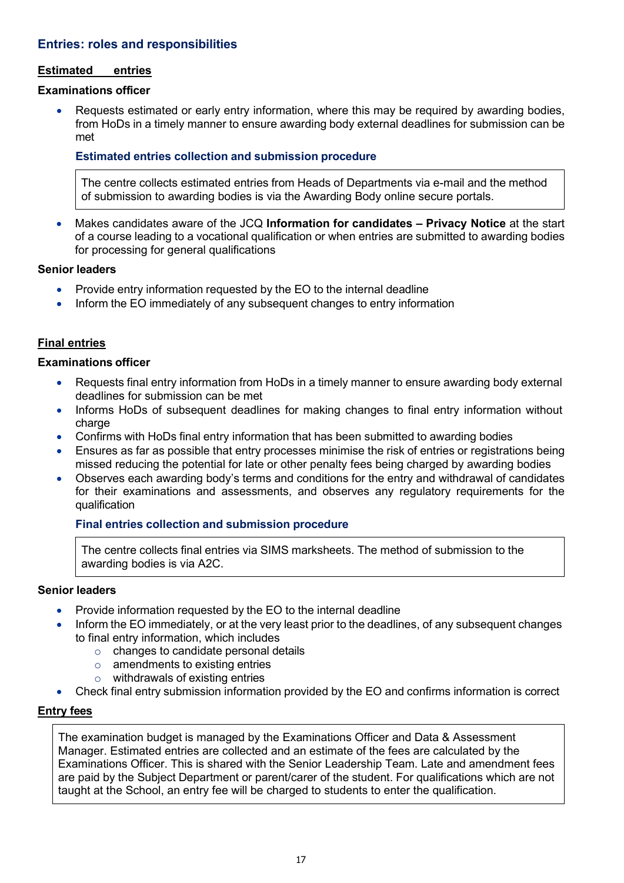## Entries: roles and responsibilities

**Estimated entries**

**Examinations officer**

- Requests estimated or early entry information, where this may be required by awarding bodies, from HoDs in a timely manner to ensure awarding body external deadlines for submission can be met

  **Estimated entries collection and submission procedure**

  > The centre collects estimated entries from Heads of Departments via e-mail and the method of submission to awarding bodies is via the Awarding Body online secure portals.

- Makes candidates aware of the JCQ **Information for candidates – Privacy Notice** at the start of a course leading to a vocational qualification or when entries are submitted to awarding bodies for processing for general qualifications

**Senior leaders**

- Provide entry information requested by the EO to the internal deadline
- Inform the EO immediately of any subsequent changes to entry information

**Final entries**

**Examinations officer**

- Requests final entry information from HoDs in a timely manner to ensure awarding body external deadlines for submission can be met
- Informs HoDs of subsequent deadlines for making changes to final entry information without charge
- Confirms with HoDs final entry information that has been submitted to awarding bodies
- Ensures as far as possible that entry processes minimise the risk of entries or registrations being missed reducing the potential for late or other penalty fees being charged by awarding bodies
- Observes each awarding body's terms and conditions for the entry and withdrawal of candidates for their examinations and assessments, and observes any regulatory requirements for the qualification

  **Final entries collection and submission procedure**

  > The centre collects final entries via SIMS marksheets. The method of submission to the awarding bodies is via A2C.

**Senior leaders**

- Provide information requested by the EO to the internal deadline
- Inform the EO immediately, or at the very least prior to the deadlines, of any subsequent changes to final entry information, which includes
  - changes to candidate personal details
  - amendments to existing entries
  - withdrawals of existing entries
- Check final entry submission information provided by the EO and confirms information is correct

**Entry fees**

> The examination budget is managed by the Examinations Officer and Data & Assessment Manager. Estimated entries are collected and an estimate of the fees are calculated by the Examinations Officer. This is shared with the Senior Leadership Team. Late and amendment fees are paid by the Subject Department or parent/carer of the student. For qualifications which are not taught at the School, an entry fee will be charged to students to enter the qualification.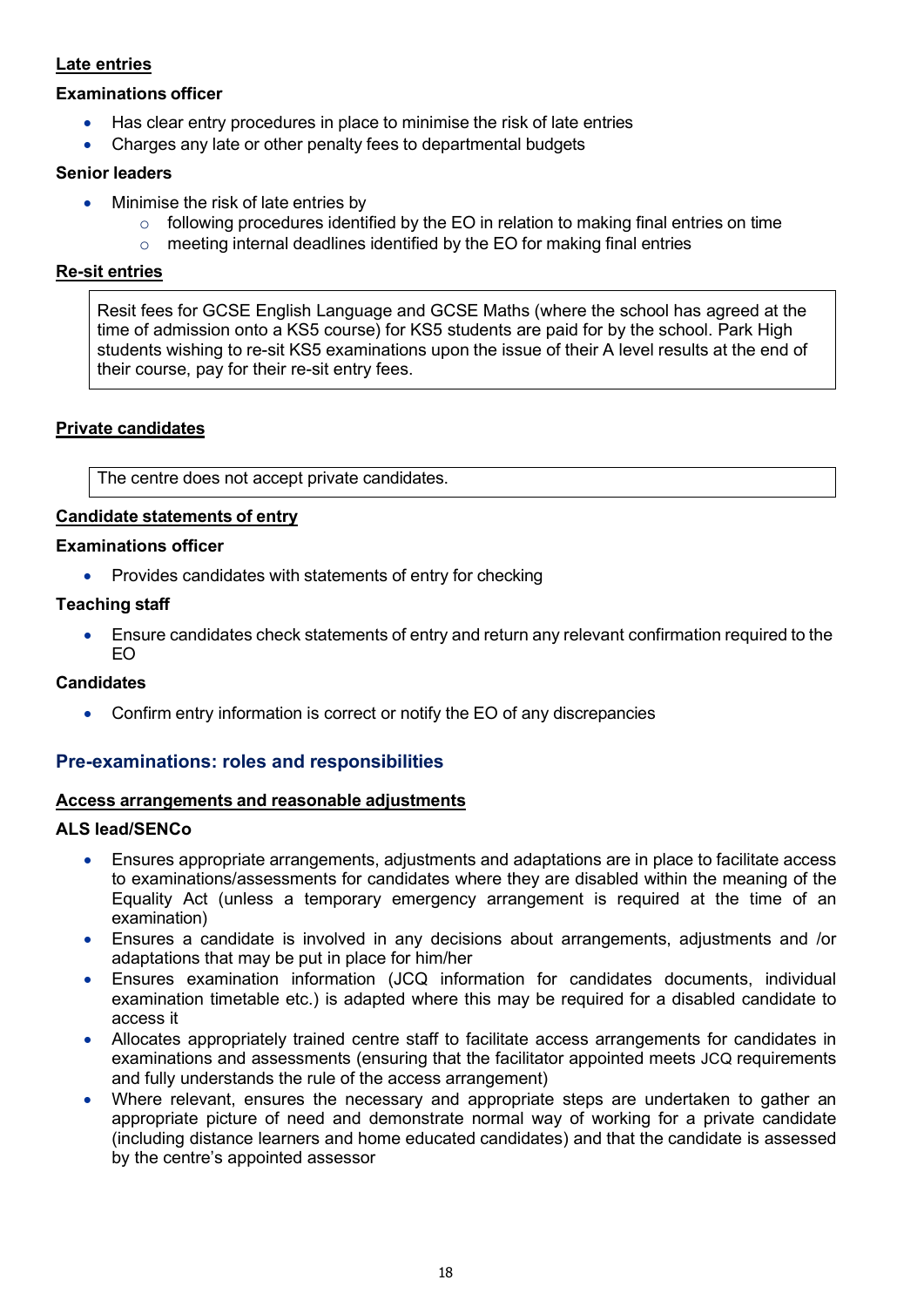**Late entries**

**Examinations officer**

- Has clear entry procedures in place to minimise the risk of late entries
- Charges any late or other penalty fees to departmental budgets

**Senior leaders**

- Minimise the risk of late entries by
    - following procedures identified by the EO in relation to making final entries on time
    - meeting internal deadlines identified by the EO for making final entries

**Re-sit entries**

> Resit fees for GCSE English Language and GCSE Maths (where the school has agreed at the time of admission onto a KS5 course) for KS5 students are paid for by the school. Park High students wishing to re-sit KS5 examinations upon the issue of their A level results at the end of their course, pay for their re-sit entry fees.

**Private candidates**

> The centre does not accept private candidates.

**Candidate statements of entry**

**Examinations officer**

- Provides candidates with statements of entry for checking

**Teaching staff**

- Ensure candidates check statements of entry and return any relevant confirmation required to the EO

**Candidates**

- Confirm entry information is correct or notify the EO of any discrepancies

## Pre-examinations: roles and responsibilities

**Access arrangements and reasonable adjustments**

**ALS lead/SENCo**

- Ensures appropriate arrangements, adjustments and adaptations are in place to facilitate access to examinations/assessments for candidates where they are disabled within the meaning of the Equality Act (unless a temporary emergency arrangement is required at the time of an examination)
- Ensures a candidate is involved in any decisions about arrangements, adjustments and /or adaptations that may be put in place for him/her
- Ensures examination information (JCQ information for candidates documents, individual examination timetable etc.) is adapted where this may be required for a disabled candidate to access it
- Allocates appropriately trained centre staff to facilitate access arrangements for candidates in examinations and assessments (ensuring that the facilitator appointed meets JCQ requirements and fully understands the rule of the access arrangement)
- Where relevant, ensures the necessary and appropriate steps are undertaken to gather an appropriate picture of need and demonstrate normal way of working for a private candidate (including distance learners and home educated candidates) and that the candidate is assessed by the centre's appointed assessor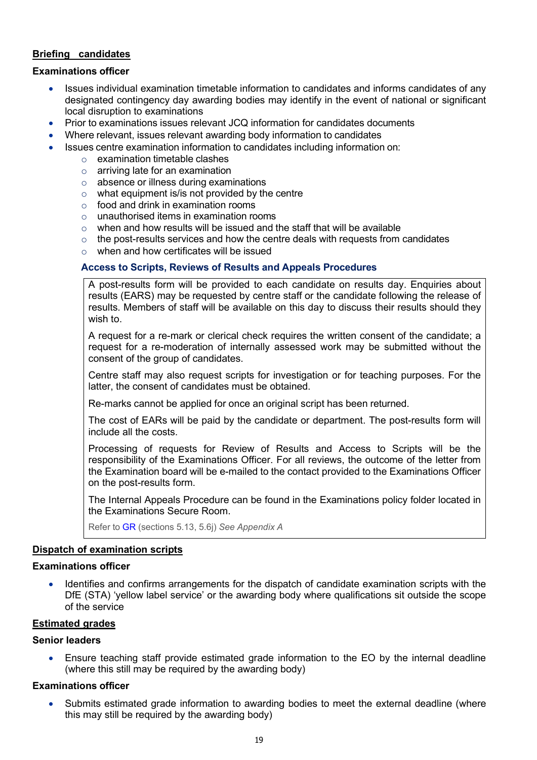**Briefing candidates**

**Examinations officer**

- Issues individual examination timetable information to candidates and informs candidates of any designated contingency day awarding bodies may identify in the event of national or significant local disruption to examinations
- Prior to examinations issues relevant JCQ information for candidates documents
- Where relevant, issues relevant awarding body information to candidates
- Issues centre examination information to candidates including information on:
  - examination timetable clashes
  - arriving late for an examination
  - absence or illness during examinations
  - what equipment is/is not provided by the centre
  - food and drink in examination rooms
  - unauthorised items in examination rooms
  - when and how results will be issued and the staff that will be available
  - the post-results services and how the centre deals with requests from candidates
  - when and how certificates will be issued

**Access to Scripts, Reviews of Results and Appeals Procedures**

A post-results form will be provided to each candidate on results day. Enquiries about results (EARS) may be requested by centre staff or the candidate following the release of results. Members of staff will be available on this day to discuss their results should they wish to.

A request for a re-mark or clerical check requires the written consent of the candidate; a request for a re-moderation of internally assessed work may be submitted without the consent of the group of candidates.

Centre staff may also request scripts for investigation or for teaching purposes. For the latter, the consent of candidates must be obtained.

Re-marks cannot be applied for once an original script has been returned.

The cost of EARs will be paid by the candidate or department. The post-results form will include all the costs.

Processing of requests for Review of Results and Access to Scripts will be the responsibility of the Examinations Officer. For all reviews, the outcome of the letter from the Examination board will be e-mailed to the contact provided to the Examinations Officer on the post-results form.

The Internal Appeals Procedure can be found in the Examinations policy folder located in the Examinations Secure Room.

Refer to GR (sections 5.13, 5.6j) *See Appendix A*

**Dispatch of examination scripts**

**Examinations officer**

- Identifies and confirms arrangements for the dispatch of candidate examination scripts with the DfE (STA) 'yellow label service' or the awarding body where qualifications sit outside the scope of the service

**Estimated grades**

**Senior leaders**

- Ensure teaching staff provide estimated grade information to the EO by the internal deadline (where this still may be required by the awarding body)

**Examinations officer**

- Submits estimated grade information to awarding bodies to meet the external deadline (where this may still be required by the awarding body)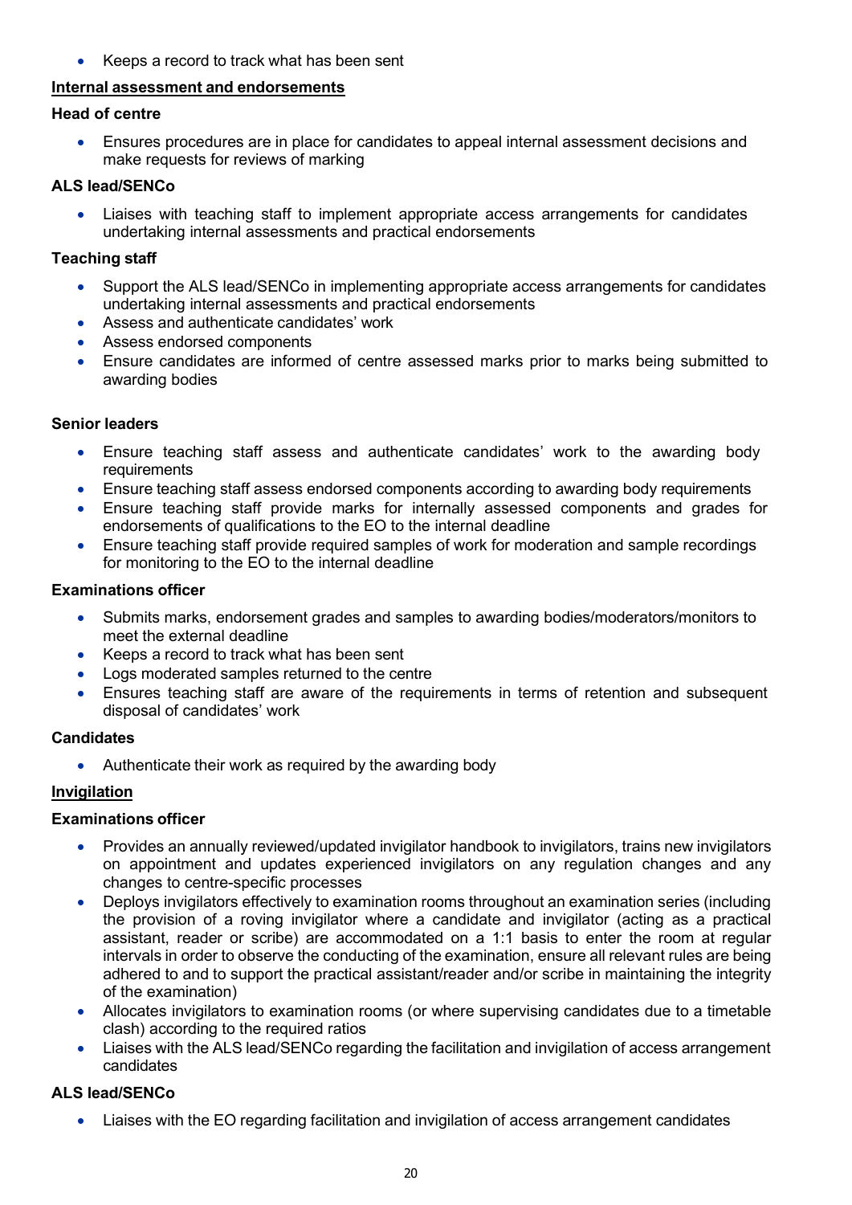- Keeps a record to track what has been sent

**Internal assessment and endorsements**

**Head of centre**

- Ensures procedures are in place for candidates to appeal internal assessment decisions and make requests for reviews of marking

**ALS lead/SENCo**

- Liaises with teaching staff to implement appropriate access arrangements for candidates undertaking internal assessments and practical endorsements

**Teaching staff**

- Support the ALS lead/SENCo in implementing appropriate access arrangements for candidates undertaking internal assessments and practical endorsements
- Assess and authenticate candidates' work
- Assess endorsed components
- Ensure candidates are informed of centre assessed marks prior to marks being submitted to awarding bodies

**Senior leaders**

- Ensure teaching staff assess and authenticate candidates' work to the awarding body requirements
- Ensure teaching staff assess endorsed components according to awarding body requirements
- Ensure teaching staff provide marks for internally assessed components and grades for endorsements of qualifications to the EO to the internal deadline
- Ensure teaching staff provide required samples of work for moderation and sample recordings for monitoring to the EO to the internal deadline

**Examinations officer**

- Submits marks, endorsement grades and samples to awarding bodies/moderators/monitors to meet the external deadline
- Keeps a record to track what has been sent
- Logs moderated samples returned to the centre
- Ensures teaching staff are aware of the requirements in terms of retention and subsequent disposal of candidates' work

**Candidates**

- Authenticate their work as required by the awarding body

**Invigilation**

**Examinations officer**

- Provides an annually reviewed/updated invigilator handbook to invigilators, trains new invigilators on appointment and updates experienced invigilators on any regulation changes and any changes to centre-specific processes
- Deploys invigilators effectively to examination rooms throughout an examination series (including the provision of a roving invigilator where a candidate and invigilator (acting as a practical assistant, reader or scribe) are accommodated on a 1:1 basis to enter the room at regular intervals in order to observe the conducting of the examination, ensure all relevant rules are being adhered to and to support the practical assistant/reader and/or scribe in maintaining the integrity of the examination)
- Allocates invigilators to examination rooms (or where supervising candidates due to a timetable clash) according to the required ratios
- Liaises with the ALS lead/SENCo regarding the facilitation and invigilation of access arrangement candidates

**ALS lead/SENCo**

- Liaises with the EO regarding facilitation and invigilation of access arrangement candidates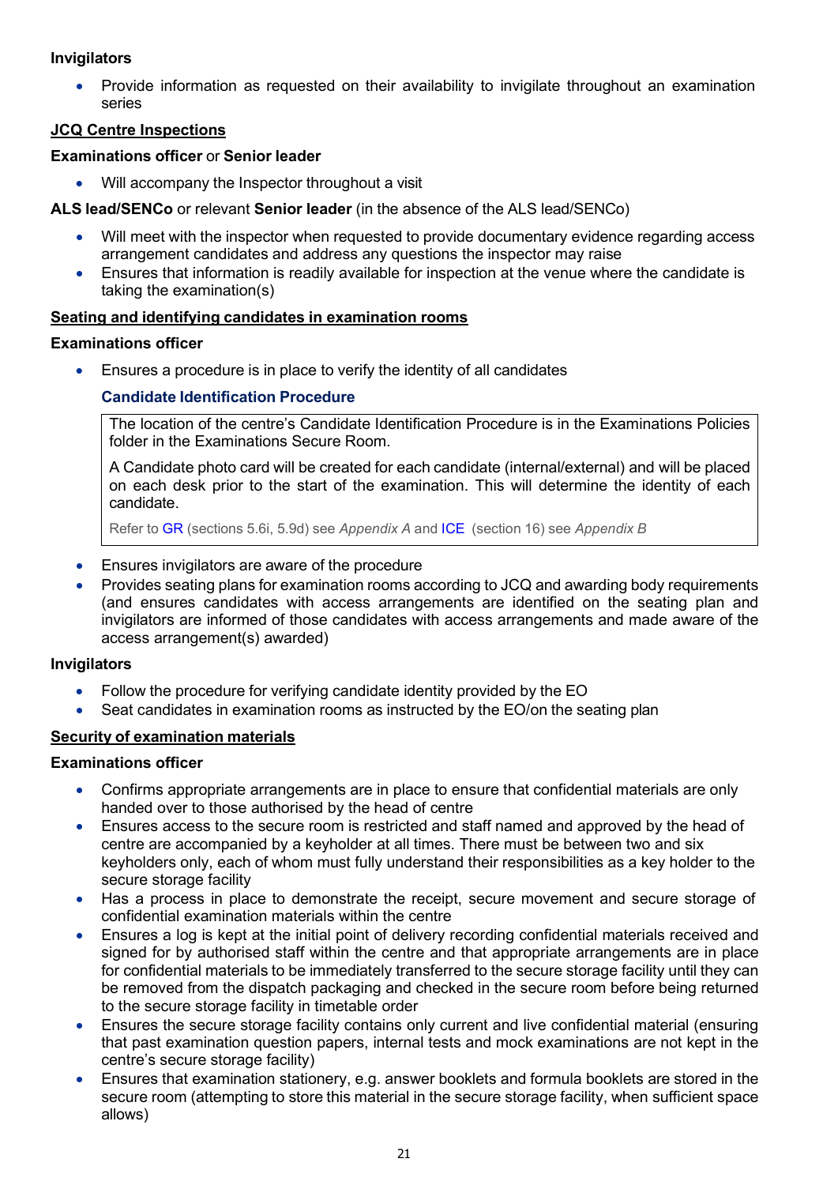**Invigilators**

- Provide information as requested on their availability to invigilate throughout an examination series

**JCQ Centre Inspections**

**Examinations officer** or **Senior leader**

- Will accompany the Inspector throughout a visit

**ALS lead/SENCo** or relevant **Senior leader** (in the absence of the ALS lead/SENCo)

- Will meet with the inspector when requested to provide documentary evidence regarding access arrangement candidates and address any questions the inspector may raise
- Ensures that information is readily available for inspection at the venue where the candidate is taking the examination(s)

**Seating and identifying candidates in examination rooms**

**Examinations officer**

- Ensures a procedure is in place to verify the identity of all candidates

**Candidate Identification Procedure**

> The location of the centre's Candidate Identification Procedure is in the Examinations Policies folder in the Examinations Secure Room.
>
> A Candidate photo card will be created for each candidate (internal/external) and will be placed on each desk prior to the start of the examination. This will determine the identity of each candidate.
>
> Refer to GR (sections 5.6i, 5.9d) see *Appendix A* and ICE (section 16) see *Appendix B*

- Ensures invigilators are aware of the procedure
- Provides seating plans for examination rooms according to JCQ and awarding body requirements (and ensures candidates with access arrangements are identified on the seating plan and invigilators are informed of those candidates with access arrangements and made aware of the access arrangement(s) awarded)

**Invigilators**

- Follow the procedure for verifying candidate identity provided by the EO
- Seat candidates in examination rooms as instructed by the EO/on the seating plan

**Security of examination materials**

**Examinations officer**

- Confirms appropriate arrangements are in place to ensure that confidential materials are only handed over to those authorised by the head of centre
- Ensures access to the secure room is restricted and staff named and approved by the head of centre are accompanied by a keyholder at all times. There must be between two and six keyholders only, each of whom must fully understand their responsibilities as a key holder to the secure storage facility
- Has a process in place to demonstrate the receipt, secure movement and secure storage of confidential examination materials within the centre
- Ensures a log is kept at the initial point of delivery recording confidential materials received and signed for by authorised staff within the centre and that appropriate arrangements are in place for confidential materials to be immediately transferred to the secure storage facility until they can be removed from the dispatch packaging and checked in the secure room before being returned to the secure storage facility in timetable order
- Ensures the secure storage facility contains only current and live confidential material (ensuring that past examination question papers, internal tests and mock examinations are not kept in the centre's secure storage facility)
- Ensures that examination stationery, e.g. answer booklets and formula booklets are stored in the secure room (attempting to store this material in the secure storage facility, when sufficient space allows)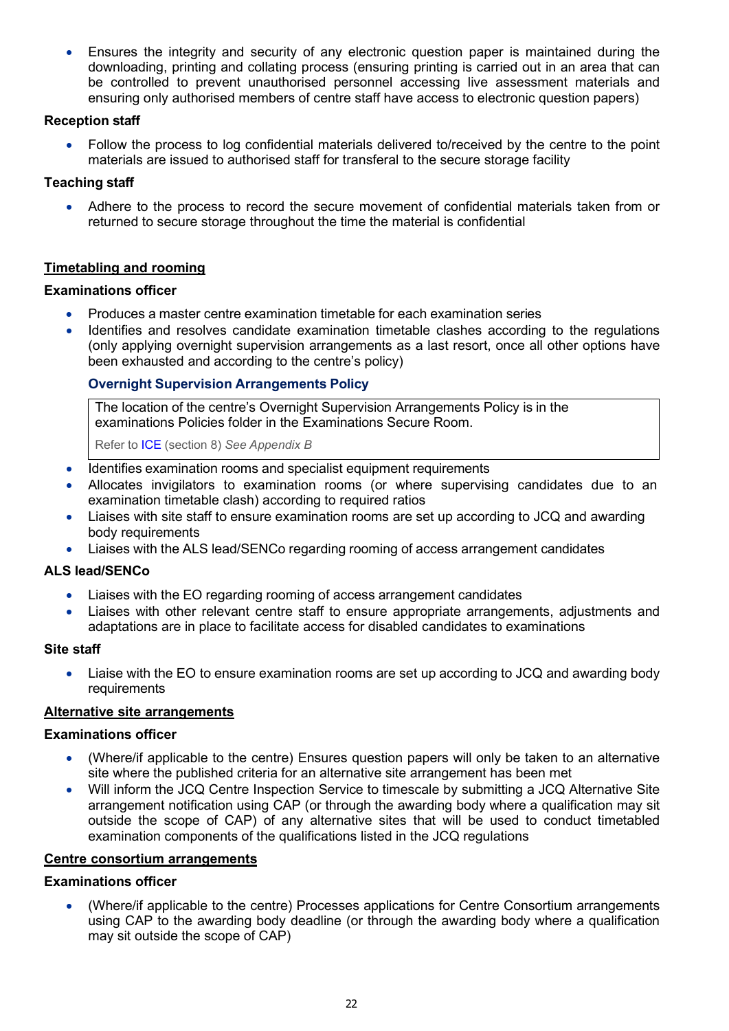- Ensures the integrity and security of any electronic question paper is maintained during the downloading, printing and collating process (ensuring printing is carried out in an area that can be controlled to prevent unauthorised personnel accessing live assessment materials and ensuring only authorised members of centre staff have access to electronic question papers)

**Reception staff**

- Follow the process to log confidential materials delivered to/received by the centre to the point materials are issued to authorised staff for transferal to the secure storage facility

**Teaching staff**

- Adhere to the process to record the secure movement of confidential materials taken from or returned to secure storage throughout the time the material is confidential

## Timetabling and rooming

**Examinations officer**

- Produces a master centre examination timetable for each examination series
- Identifies and resolves candidate examination timetable clashes according to the regulations (only applying overnight supervision arrangements as a last resort, once all other options have been exhausted and according to the centre's policy)

### Overnight Supervision Arrangements Policy

The location of the centre's Overnight Supervision Arrangements Policy is in the examinations Policies folder in the Examinations Secure Room.

Refer to ICE (section 8) *See Appendix B*

- Identifies examination rooms and specialist equipment requirements
- Allocates invigilators to examination rooms (or where supervising candidates due to an examination timetable clash) according to required ratios
- Liaises with site staff to ensure examination rooms are set up according to JCQ and awarding body requirements
- Liaises with the ALS lead/SENCo regarding rooming of access arrangement candidates

**ALS lead/SENCo**

- Liaises with the EO regarding rooming of access arrangement candidates
- Liaises with other relevant centre staff to ensure appropriate arrangements, adjustments and adaptations are in place to facilitate access for disabled candidates to examinations

**Site staff**

- Liaise with the EO to ensure examination rooms are set up according to JCQ and awarding body requirements

## Alternative site arrangements

**Examinations officer**

- (Where/if applicable to the centre) Ensures question papers will only be taken to an alternative site where the published criteria for an alternative site arrangement has been met
- Will inform the JCQ Centre Inspection Service to timescale by submitting a JCQ Alternative Site arrangement notification using CAP (or through the awarding body where a qualification may sit outside the scope of CAP) of any alternative sites that will be used to conduct timetabled examination components of the qualifications listed in the JCQ regulations

## Centre consortium arrangements

**Examinations officer**

- (Where/if applicable to the centre) Processes applications for Centre Consortium arrangements using CAP to the awarding body deadline (or through the awarding body where a qualification may sit outside the scope of CAP)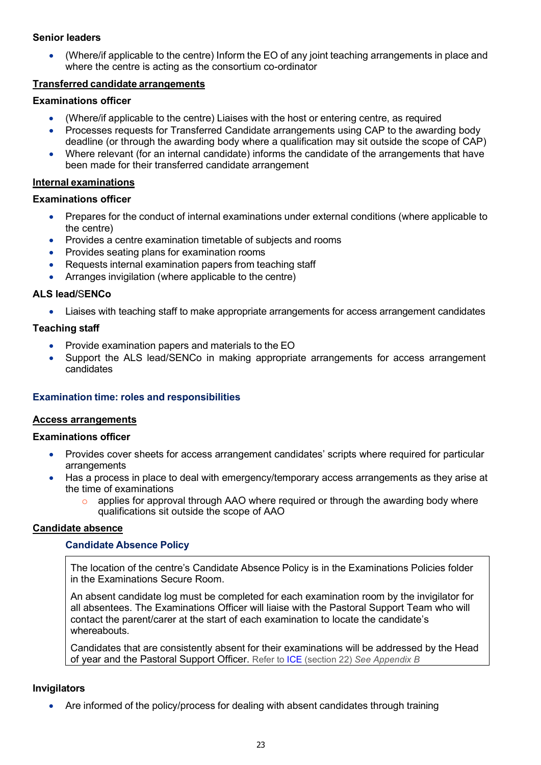**Senior leaders**

- (Where/if applicable to the centre) Inform the EO of any joint teaching arrangements in place and where the centre is acting as the consortium co-ordinator

**Transferred candidate arrangements**

**Examinations officer**

- (Where/if applicable to the centre) Liaises with the host or entering centre, as required
- Processes requests for Transferred Candidate arrangements using CAP to the awarding body deadline (or through the awarding body where a qualification may sit outside the scope of CAP)
- Where relevant (for an internal candidate) informs the candidate of the arrangements that have been made for their transferred candidate arrangement

**Internal examinations**

**Examinations officer**

- Prepares for the conduct of internal examinations under external conditions (where applicable to the centre)
- Provides a centre examination timetable of subjects and rooms
- Provides seating plans for examination rooms
- Requests internal examination papers from teaching staff
- Arranges invigilation (where applicable to the centre)

**ALS lead/SENCo**

- Liaises with teaching staff to make appropriate arrangements for access arrangement candidates

**Teaching staff**

- Provide examination papers and materials to the EO
- Support the ALS lead/SENCo in making appropriate arrangements for access arrangement candidates

### Examination time: roles and responsibilities

**Access arrangements**

**Examinations officer**

- Provides cover sheets for access arrangement candidates' scripts where required for particular arrangements
- Has a process in place to deal with emergency/temporary access arrangements as they arise at the time of examinations
  - applies for approval through AAO where required or through the awarding body where qualifications sit outside the scope of AAO

**Candidate absence**

#### Candidate Absence Policy

The location of the centre's Candidate Absence Policy is in the Examinations Policies folder in the Examinations Secure Room.

An absent candidate log must be completed for each examination room by the invigilator for all absentees. The Examinations Officer will liaise with the Pastoral Support Team who will contact the parent/carer at the start of each examination to locate the candidate's whereabouts.

Candidates that are consistently absent for their examinations will be addressed by the Head of year and the Pastoral Support Officer. Refer to ICE (section 22) *See Appendix B*

**Invigilators**

- Are informed of the policy/process for dealing with absent candidates through training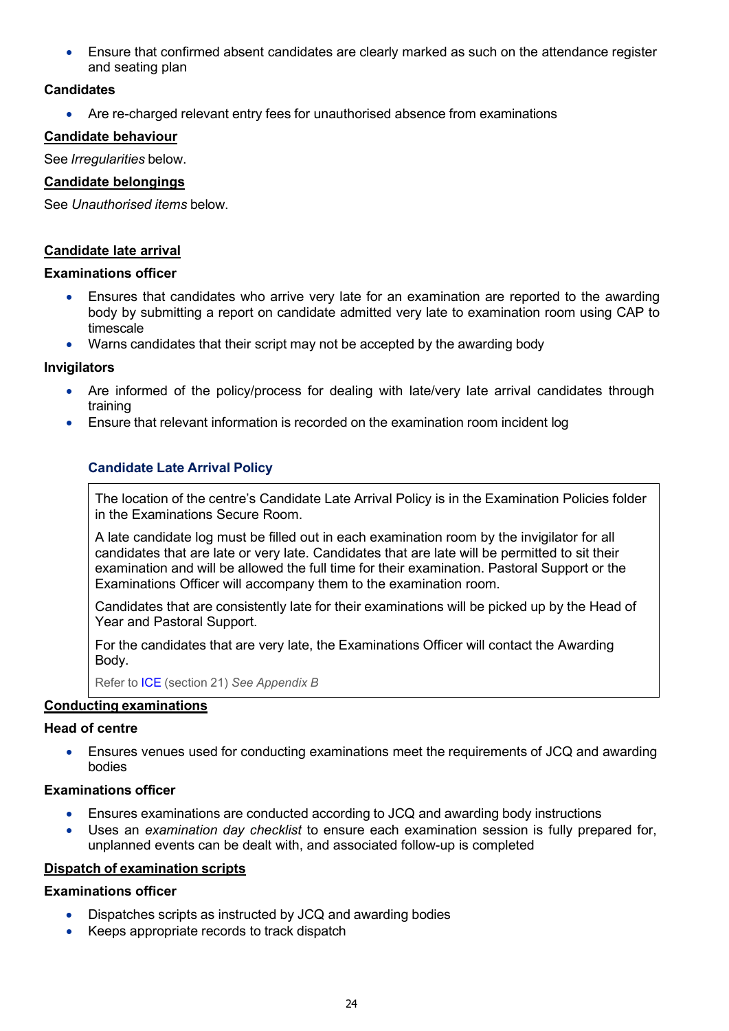- Ensure that confirmed absent candidates are clearly marked as such on the attendance register and seating plan

**Candidates**

- Are re-charged relevant entry fees for unauthorised absence from examinations

## Candidate behaviour

See *Irregularities* below.

## Candidate belongings

See *Unauthorised items* below.

## Candidate late arrival

**Examinations officer**

- Ensures that candidates who arrive very late for an examination are reported to the awarding body by submitting a report on candidate admitted very late to examination room using CAP to timescale
- Warns candidates that their script may not be accepted by the awarding body

**Invigilators**

- Are informed of the policy/process for dealing with late/very late arrival candidates through training
- Ensure that relevant information is recorded on the examination room incident log

### Candidate Late Arrival Policy

The location of the centre's Candidate Late Arrival Policy is in the Examination Policies folder in the Examinations Secure Room.

A late candidate log must be filled out in each examination room by the invigilator for all candidates that are late or very late. Candidates that are late will be permitted to sit their examination and will be allowed the full time for their examination. Pastoral Support or the Examinations Officer will accompany them to the examination room.

Candidates that are consistently late for their examinations will be picked up by the Head of Year and Pastoral Support.

For the candidates that are very late, the Examinations Officer will contact the Awarding Body.

Refer to ICE (section 21) *See Appendix B*

## Conducting examinations

**Head of centre**

- Ensures venues used for conducting examinations meet the requirements of JCQ and awarding bodies

**Examinations officer**

- Ensures examinations are conducted according to JCQ and awarding body instructions
- Uses an *examination day checklist* to ensure each examination session is fully prepared for, unplanned events can be dealt with, and associated follow-up is completed

## Dispatch of examination scripts

**Examinations officer**

- Dispatches scripts as instructed by JCQ and awarding bodies
- Keeps appropriate records to track dispatch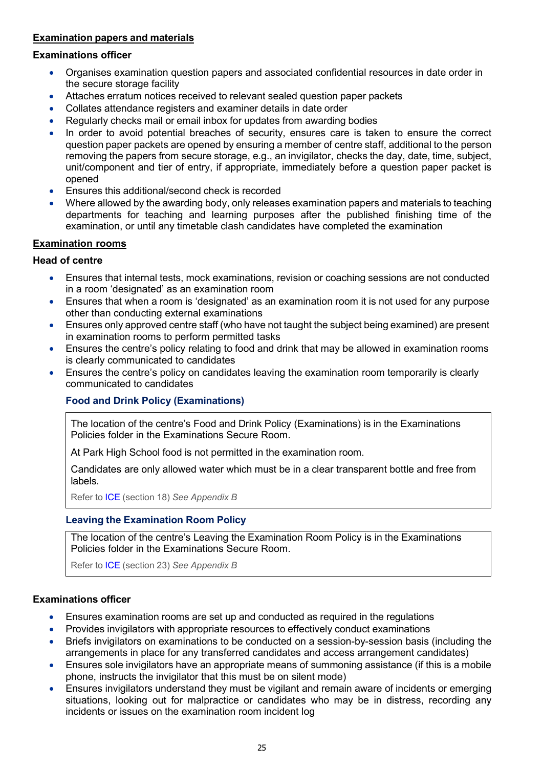**Examination papers and materials**

**Examinations officer**

- Organises examination question papers and associated confidential resources in date order in the secure storage facility
- Attaches erratum notices received to relevant sealed question paper packets
- Collates attendance registers and examiner details in date order
- Regularly checks mail or email inbox for updates from awarding bodies
- In order to avoid potential breaches of security, ensures care is taken to ensure the correct question paper packets are opened by ensuring a member of centre staff, additional to the person removing the papers from secure storage, e.g., an invigilator, checks the day, date, time, subject, unit/component and tier of entry, if appropriate, immediately before a question paper packet is opened
- Ensures this additional/second check is recorded
- Where allowed by the awarding body, only releases examination papers and materials to teaching departments for teaching and learning purposes after the published finishing time of the examination, or until any timetable clash candidates have completed the examination

**Examination rooms**

**Head of centre**

- Ensures that internal tests, mock examinations, revision or coaching sessions are not conducted in a room 'designated' as an examination room
- Ensures that when a room is 'designated' as an examination room it is not used for any purpose other than conducting external examinations
- Ensures only approved centre staff (who have not taught the subject being examined) are present in examination rooms to perform permitted tasks
- Ensures the centre's policy relating to food and drink that may be allowed in examination rooms is clearly communicated to candidates
- Ensures the centre's policy on candidates leaving the examination room temporarily is clearly communicated to candidates

**Food and Drink Policy (Examinations)**

The location of the centre's Food and Drink Policy (Examinations) is in the Examinations Policies folder in the Examinations Secure Room.

At Park High School food is not permitted in the examination room.

Candidates are only allowed water which must be in a clear transparent bottle and free from labels.

Refer to ICE (section 18) *See Appendix B*

**Leaving the Examination Room Policy**

The location of the centre's Leaving the Examination Room Policy is in the Examinations Policies folder in the Examinations Secure Room.

Refer to ICE (section 23) *See Appendix B*

**Examinations officer**

- Ensures examination rooms are set up and conducted as required in the regulations
- Provides invigilators with appropriate resources to effectively conduct examinations
- Briefs invigilators on examinations to be conducted on a session-by-session basis (including the arrangements in place for any transferred candidates and access arrangement candidates)
- Ensures sole invigilators have an appropriate means of summoning assistance (if this is a mobile phone, instructs the invigilator that this must be on silent mode)
- Ensures invigilators understand they must be vigilant and remain aware of incidents or emerging situations, looking out for malpractice or candidates who may be in distress, recording any incidents or issues on the examination room incident log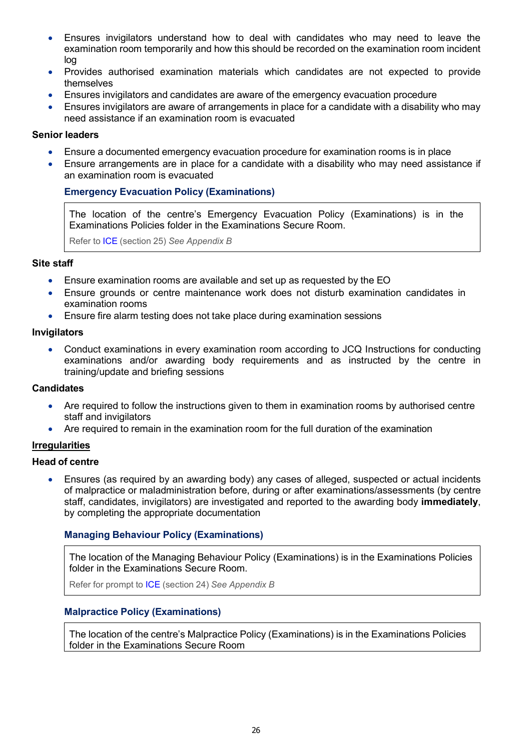- Ensures invigilators understand how to deal with candidates who may need to leave the examination room temporarily and how this should be recorded on the examination room incident log
- Provides authorised examination materials which candidates are not expected to provide themselves
- Ensures invigilators and candidates are aware of the emergency evacuation procedure
- Ensures invigilators are aware of arrangements in place for a candidate with a disability who may need assistance if an examination room is evacuated

**Senior leaders**

- Ensure a documented emergency evacuation procedure for examination rooms is in place
- Ensure arrangements are in place for a candidate with a disability who may need assistance if an examination room is evacuated

### Emergency Evacuation Policy (Examinations)

> The location of the centre's Emergency Evacuation Policy (Examinations) is in the Examinations Policies folder in the Examinations Secure Room.
>
> Refer to ICE (section 25) *See Appendix B*

**Site staff**

- Ensure examination rooms are available and set up as requested by the EO
- Ensure grounds or centre maintenance work does not disturb examination candidates in examination rooms
- Ensure fire alarm testing does not take place during examination sessions

**Invigilators**

- Conduct examinations in every examination room according to JCQ Instructions for conducting examinations and/or awarding body requirements and as instructed by the centre in training/update and briefing sessions

**Candidates**

- Are required to follow the instructions given to them in examination rooms by authorised centre staff and invigilators
- Are required to remain in the examination room for the full duration of the examination

## Irregularities

**Head of centre**

- Ensures (as required by an awarding body) any cases of alleged, suspected or actual incidents of malpractice or maladministration before, during or after examinations/assessments (by centre staff, candidates, invigilators) are investigated and reported to the awarding body **immediately**, by completing the appropriate documentation

### Managing Behaviour Policy (Examinations)

> The location of the Managing Behaviour Policy (Examinations) is in the Examinations Policies folder in the Examinations Secure Room.
>
> Refer for prompt to ICE (section 24) *See Appendix B*

### Malpractice Policy (Examinations)

> The location of the centre's Malpractice Policy (Examinations) is in the Examinations Policies folder in the Examinations Secure Room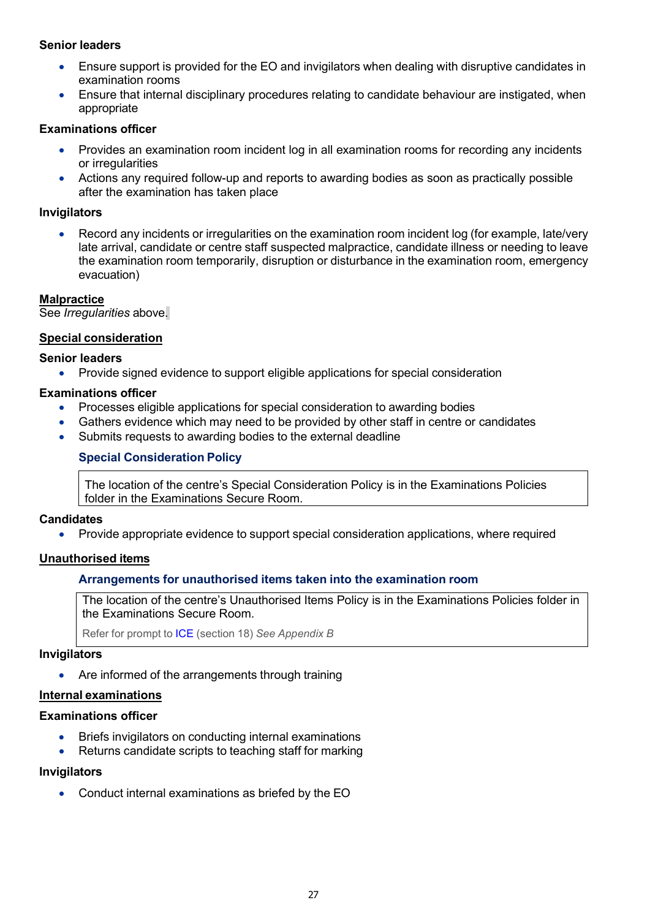**Senior leaders**

- Ensure support is provided for the EO and invigilators when dealing with disruptive candidates in examination rooms
- Ensure that internal disciplinary procedures relating to candidate behaviour are instigated, when appropriate

**Examinations officer**

- Provides an examination room incident log in all examination rooms for recording any incidents or irregularities
- Actions any required follow-up and reports to awarding bodies as soon as practically possible after the examination has taken place

**Invigilators**

- Record any incidents or irregularities on the examination room incident log (for example, late/very late arrival, candidate or centre staff suspected malpractice, candidate illness or needing to leave the examination room temporarily, disruption or disturbance in the examination room, emergency evacuation)

## Malpractice

See *Irregularities* above.

## Special consideration

**Senior leaders**

- Provide signed evidence to support eligible applications for special consideration

**Examinations officer**

- Processes eligible applications for special consideration to awarding bodies
- Gathers evidence which may need to be provided by other staff in centre or candidates
- Submits requests to awarding bodies to the external deadline

### Special Consideration Policy

| The location of the centre's Special Consideration Policy is in the Examinations Policies folder in the Examinations Secure Room. |
|---|

**Candidates**

- Provide appropriate evidence to support special consideration applications, where required

## Unauthorised items

### Arrangements for unauthorised items taken into the examination room

| The location of the centre's Unauthorised Items Policy is in the Examinations Policies folder in the Examinations Secure Room.<br><br>Refer for prompt to ICE (section 18) *See Appendix B* |
|---|

**Invigilators**

- Are informed of the arrangements through training

## Internal examinations

**Examinations officer**

- Briefs invigilators on conducting internal examinations
- Returns candidate scripts to teaching staff for marking

**Invigilators**

- Conduct internal examinations as briefed by the EO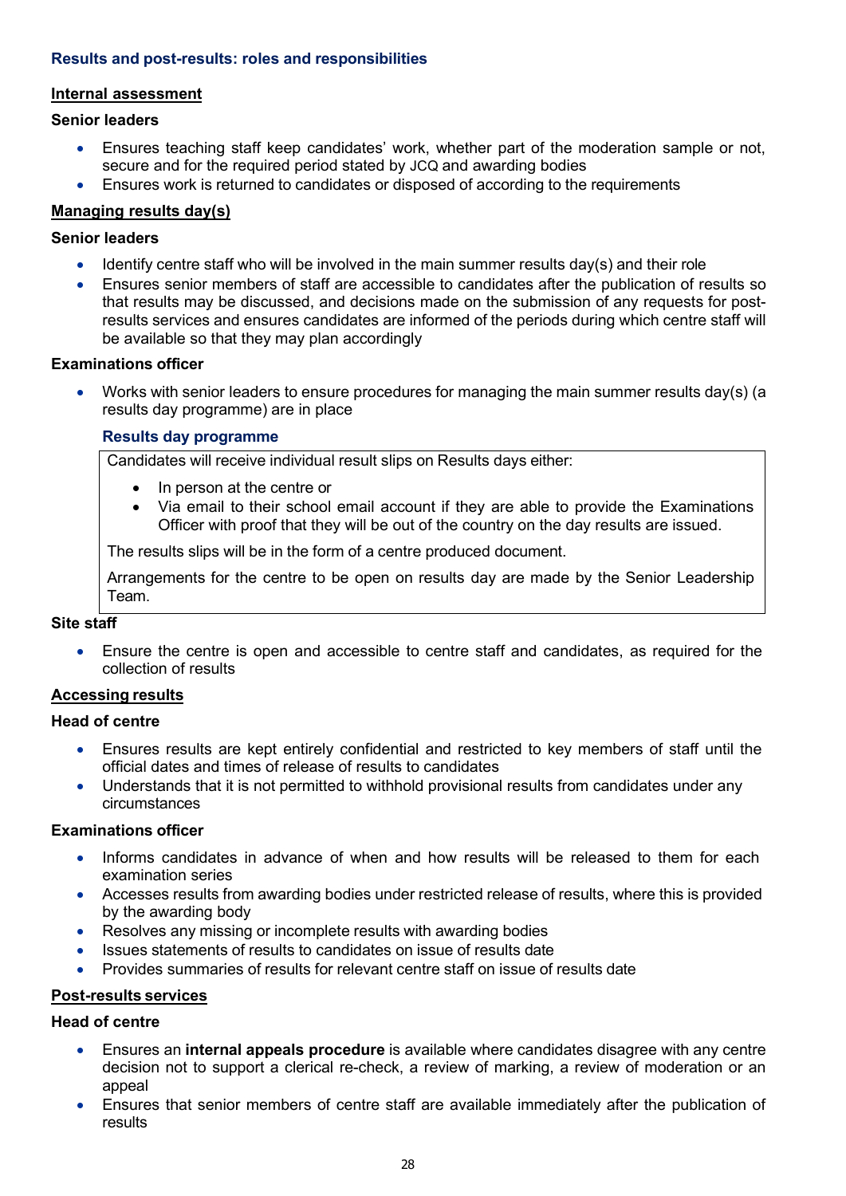### Results and post-results: roles and responsibilities

**Internal assessment**

**Senior leaders**

- Ensures teaching staff keep candidates' work, whether part of the moderation sample or not, secure and for the required period stated by JCQ and awarding bodies
- Ensures work is returned to candidates or disposed of according to the requirements

**Managing results day(s)**

**Senior leaders**

- Identify centre staff who will be involved in the main summer results day(s) and their role
- Ensures senior members of staff are accessible to candidates after the publication of results so that results may be discussed, and decisions made on the submission of any requests for post-results services and ensures candidates are informed of the periods during which centre staff will be available so that they may plan accordingly

**Examinations officer**

- Works with senior leaders to ensure procedures for managing the main summer results day(s) (a results day programme) are in place

**Results day programme**

Candidates will receive individual result slips on Results days either:

- In person at the centre or
- Via email to their school email account if they are able to provide the Examinations Officer with proof that they will be out of the country on the day results are issued.

The results slips will be in the form of a centre produced document.

Arrangements for the centre to be open on results day are made by the Senior Leadership Team.

**Site staff**

- Ensure the centre is open and accessible to centre staff and candidates, as required for the collection of results

**Accessing results**

**Head of centre**

- Ensures results are kept entirely confidential and restricted to key members of staff until the official dates and times of release of results to candidates
- Understands that it is not permitted to withhold provisional results from candidates under any circumstances

**Examinations officer**

- Informs candidates in advance of when and how results will be released to them for each examination series
- Accesses results from awarding bodies under restricted release of results, where this is provided by the awarding body
- Resolves any missing or incomplete results with awarding bodies
- Issues statements of results to candidates on issue of results date
- Provides summaries of results for relevant centre staff on issue of results date

**Post-results services**

**Head of centre**

- Ensures an **internal appeals procedure** is available where candidates disagree with any centre decision not to support a clerical re-check, a review of marking, a review of moderation or an appeal
- Ensures that senior members of centre staff are available immediately after the publication of results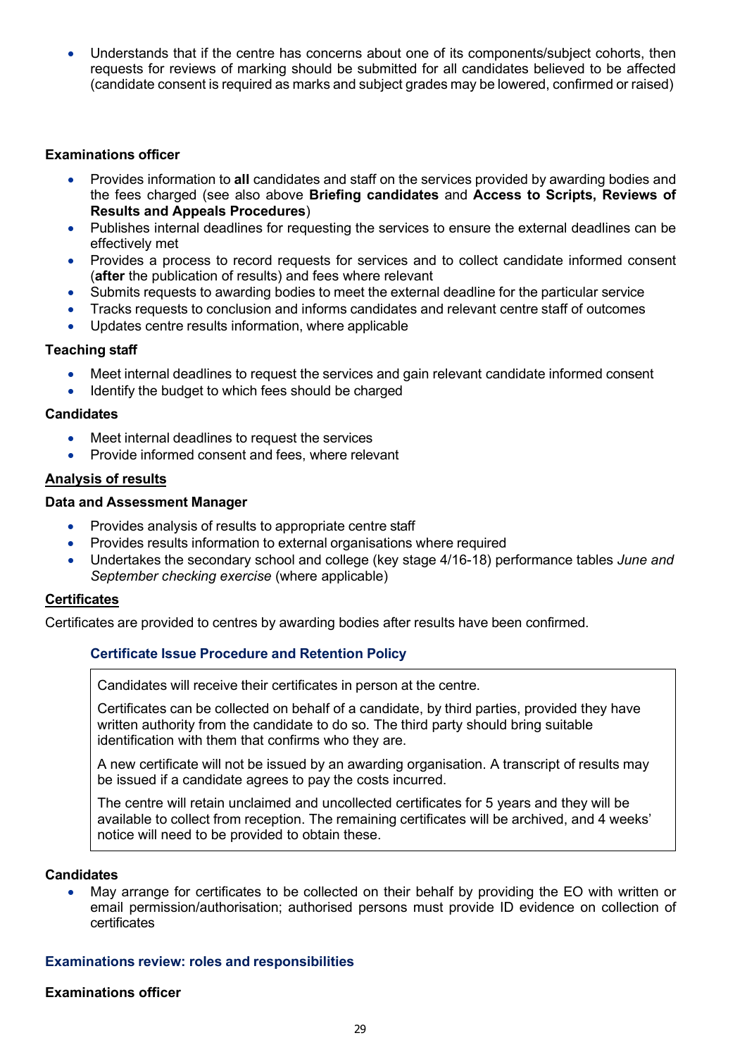- Understands that if the centre has concerns about one of its components/subject cohorts, then requests for reviews of marking should be submitted for all candidates believed to be affected (candidate consent is required as marks and subject grades may be lowered, confirmed or raised)

**Examinations officer**

- Provides information to **all** candidates and staff on the services provided by awarding bodies and the fees charged (see also above **Briefing candidates** and **Access to Scripts, Reviews of Results and Appeals Procedures**)
- Publishes internal deadlines for requesting the services to ensure the external deadlines can be effectively met
- Provides a process to record requests for services and to collect candidate informed consent (**after** the publication of results) and fees where relevant
- Submits requests to awarding bodies to meet the external deadline for the particular service
- Tracks requests to conclusion and informs candidates and relevant centre staff of outcomes
- Updates centre results information, where applicable

**Teaching staff**

- Meet internal deadlines to request the services and gain relevant candidate informed consent
- Identify the budget to which fees should be charged

**Candidates**

- Meet internal deadlines to request the services
- Provide informed consent and fees, where relevant

## Analysis of results

**Data and Assessment Manager**

- Provides analysis of results to appropriate centre staff
- Provides results information to external organisations where required
- Undertakes the secondary school and college (key stage 4/16-18) performance tables *June and September checking exercise* (where applicable)

## Certificates

Certificates are provided to centres by awarding bodies after results have been confirmed.

### Certificate Issue Procedure and Retention Policy

Candidates will receive their certificates in person at the centre.

Certificates can be collected on behalf of a candidate, by third parties, provided they have written authority from the candidate to do so. The third party should bring suitable identification with them that confirms who they are.

A new certificate will not be issued by an awarding organisation. A transcript of results may be issued if a candidate agrees to pay the costs incurred.

The centre will retain unclaimed and uncollected certificates for 5 years and they will be available to collect from reception. The remaining certificates will be archived, and 4 weeks' notice will need to be provided to obtain these.

**Candidates**

- May arrange for certificates to be collected on their behalf by providing the EO with written or email permission/authorisation; authorised persons must provide ID evidence on collection of certificates

### Examinations review: roles and responsibilities

**Examinations officer**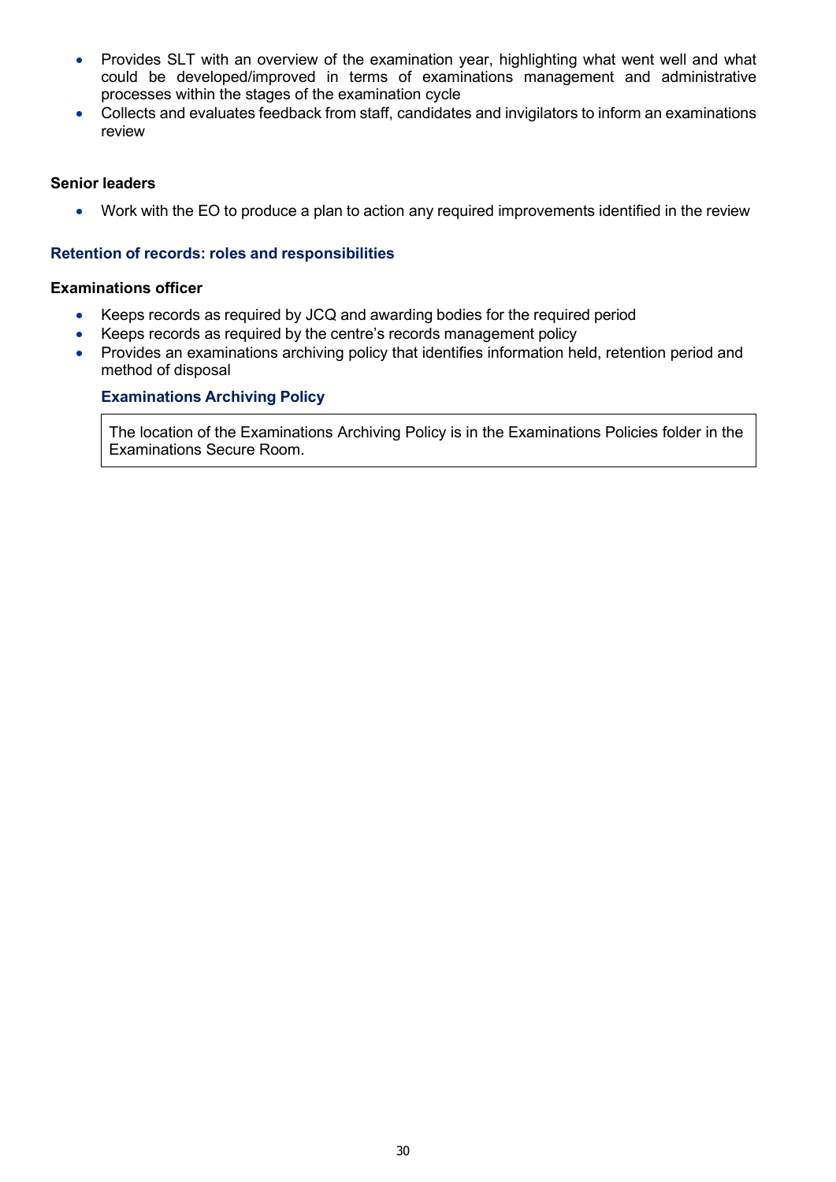- Provides SLT with an overview of the examination year, highlighting what went well and what could be developed/improved in terms of examinations management and administrative processes within the stages of the examination cycle
- Collects and evaluates feedback from staff, candidates and invigilators to inform an examinations review

**Senior leaders**

- Work with the EO to produce a plan to action any required improvements identified in the review

### Retention of records: roles and responsibilities

**Examinations officer**

- Keeps records as required by JCQ and awarding bodies for the required period
- Keeps records as required by the centre's records management policy
- Provides an examinations archiving policy that identifies information held, retention period and method of disposal

#### Examinations Archiving Policy

The location of the Examinations Archiving Policy is in the Examinations Policies folder in the Examinations Secure Room.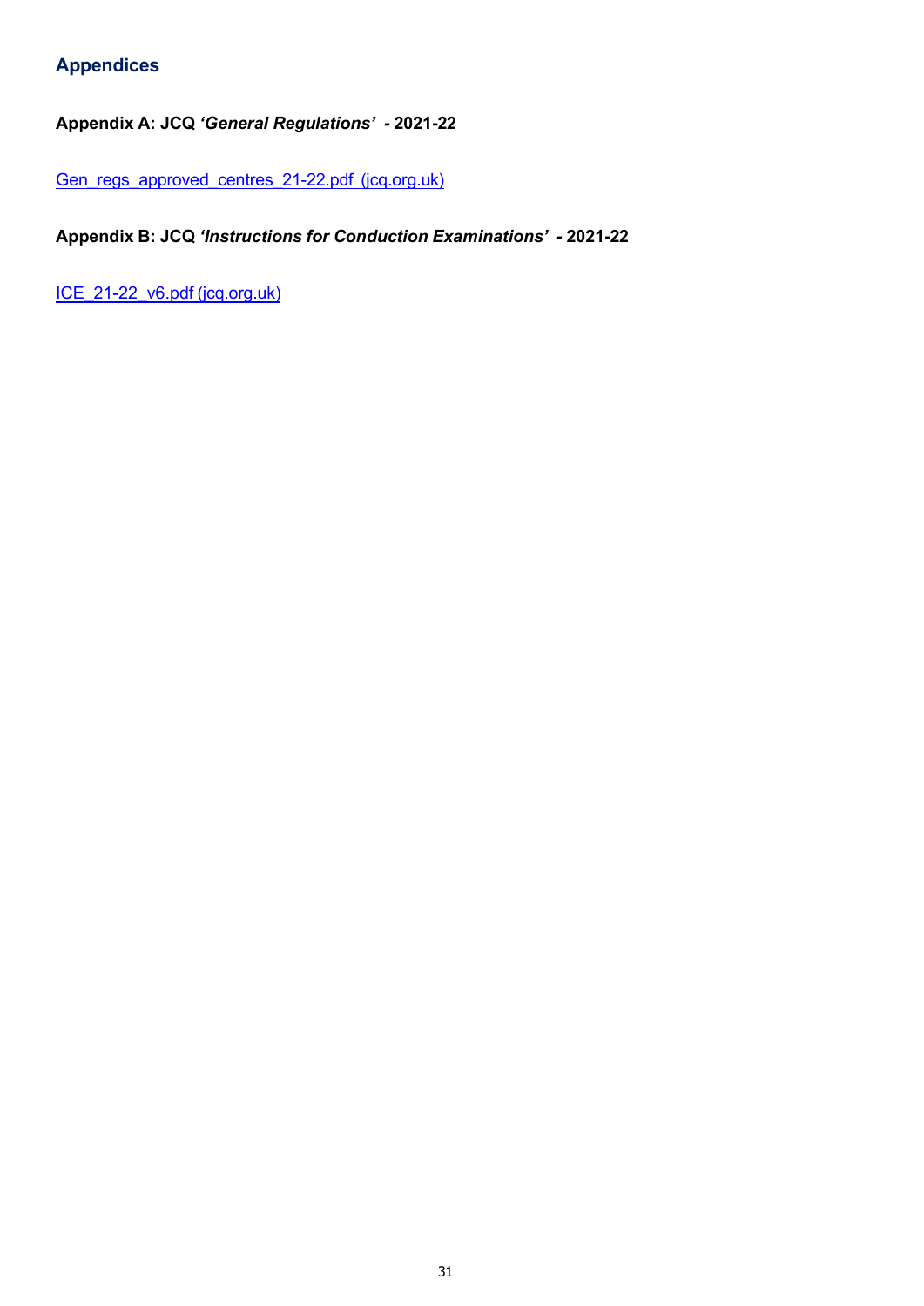## Appendices

**Appendix A: JCQ *'General Regulations'* - 2021-22**

Gen_regs_approved_centres_21-22.pdf (jcq.org.uk)

**Appendix B: JCQ *'Instructions for Conduction Examinations'* - 2021-22**

ICE_21-22_v6.pdf (jcq.org.uk)